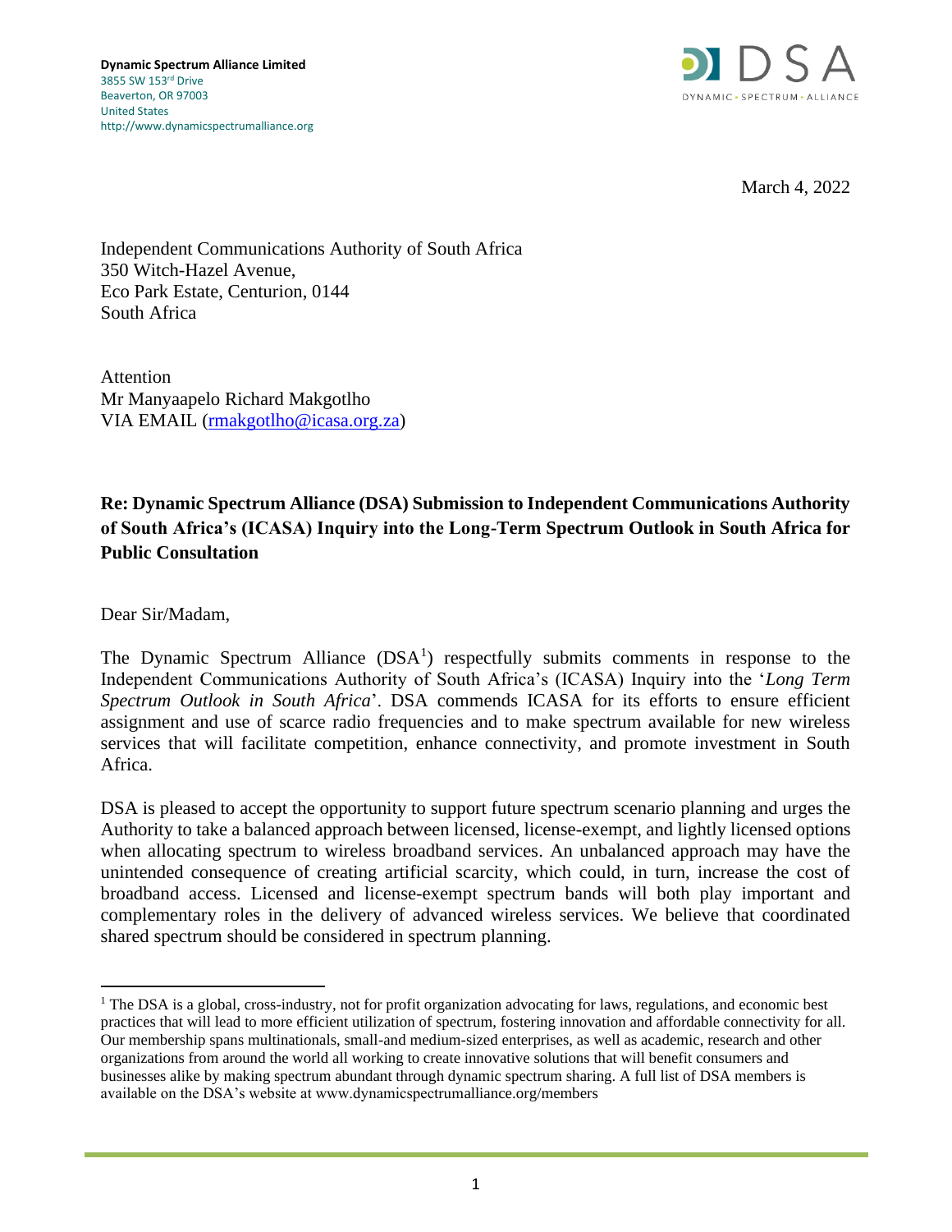**Dynamic Spectrum Alliance Limited**
3855 SW 153rd Drive
Beaverton, OR 97003
United States
http://www.dynamicspectrumalliance.org

DSA
DYNAMIC • SPECTRUM • ALLIANCE

March 4, 2022

Independent Communications Authority of South Africa
350 Witch-Hazel Avenue,
Eco Park Estate, Centurion, 0144
South Africa

Attention
Mr Manyaapelo Richard Makgotlho
VIA EMAIL (rmakgotlho@icasa.org.za)

**Re: Dynamic Spectrum Alliance (DSA) Submission to Independent Communications Authority of South Africa's (ICASA) Inquiry into the Long-Term Spectrum Outlook in South Africa for Public Consultation**

Dear Sir/Madam,

The Dynamic Spectrum Alliance (DSA[1]) respectfully submits comments in response to the Independent Communications Authority of South Africa's (ICASA) Inquiry into the '*Long Term Spectrum Outlook in South Africa*'. DSA commends ICASA for its efforts to ensure efficient assignment and use of scarce radio frequencies and to make spectrum available for new wireless services that will facilitate competition, enhance connectivity, and promote investment in South Africa.

DSA is pleased to accept the opportunity to support future spectrum scenario planning and urges the Authority to take a balanced approach between licensed, license-exempt, and lightly licensed options when allocating spectrum to wireless broadband services. An unbalanced approach may have the unintended consequence of creating artificial scarcity, which could, in turn, increase the cost of broadband access. Licensed and license-exempt spectrum bands will both play important and complementary roles in the delivery of advanced wireless services. We believe that coordinated shared spectrum should be considered in spectrum planning.

[1] The DSA is a global, cross-industry, not for profit organization advocating for laws, regulations, and economic best practices that will lead to more efficient utilization of spectrum, fostering innovation and affordable connectivity for all. Our membership spans multinationals, small-and medium-sized enterprises, as well as academic, research and other organizations from around the world all working to create innovative solutions that will benefit consumers and businesses alike by making spectrum abundant through dynamic spectrum sharing. A full list of DSA members is available on the DSA's website at www.dynamicspectrumalliance.org/members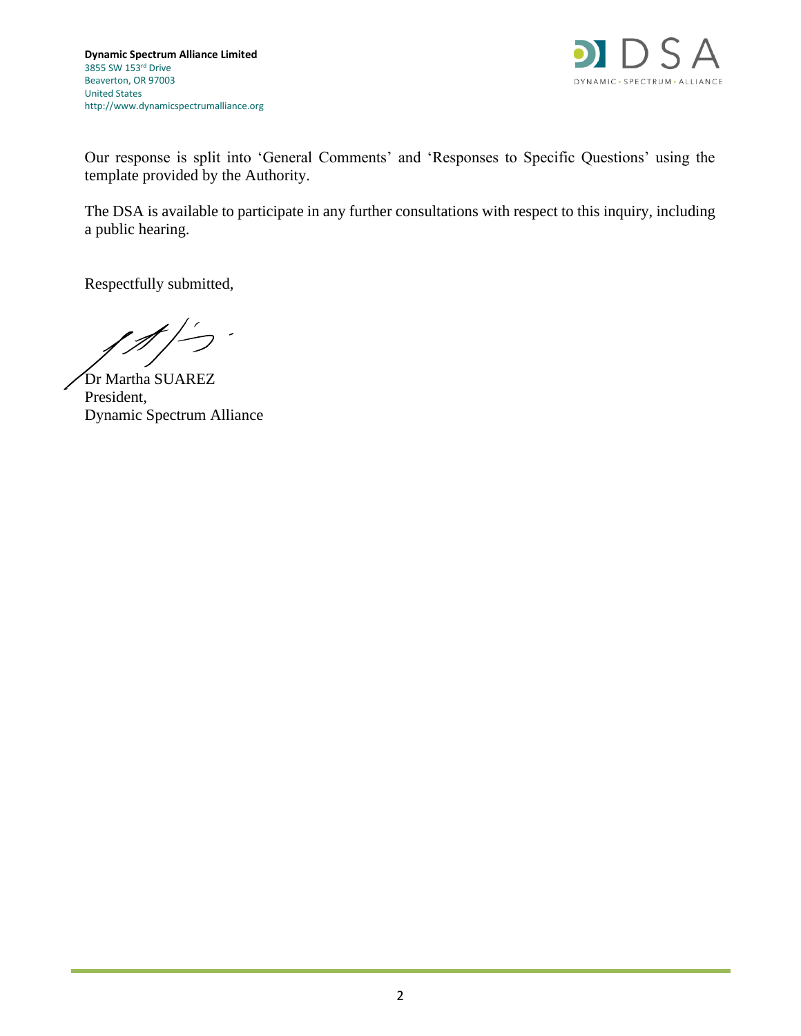**Dynamic Spectrum Alliance Limited**
3855 SW 153rd Drive
Beaverton, OR 97003
United States
http://www.dynamicspectrumalliance.org

Our response is split into 'General Comments' and 'Responses to Specific Questions' using the template provided by the Authority.

The DSA is available to participate in any further consultations with respect to this inquiry, including a public hearing.

Respectfully submitted,

Dr Martha SUAREZ
President,
Dynamic Spectrum Alliance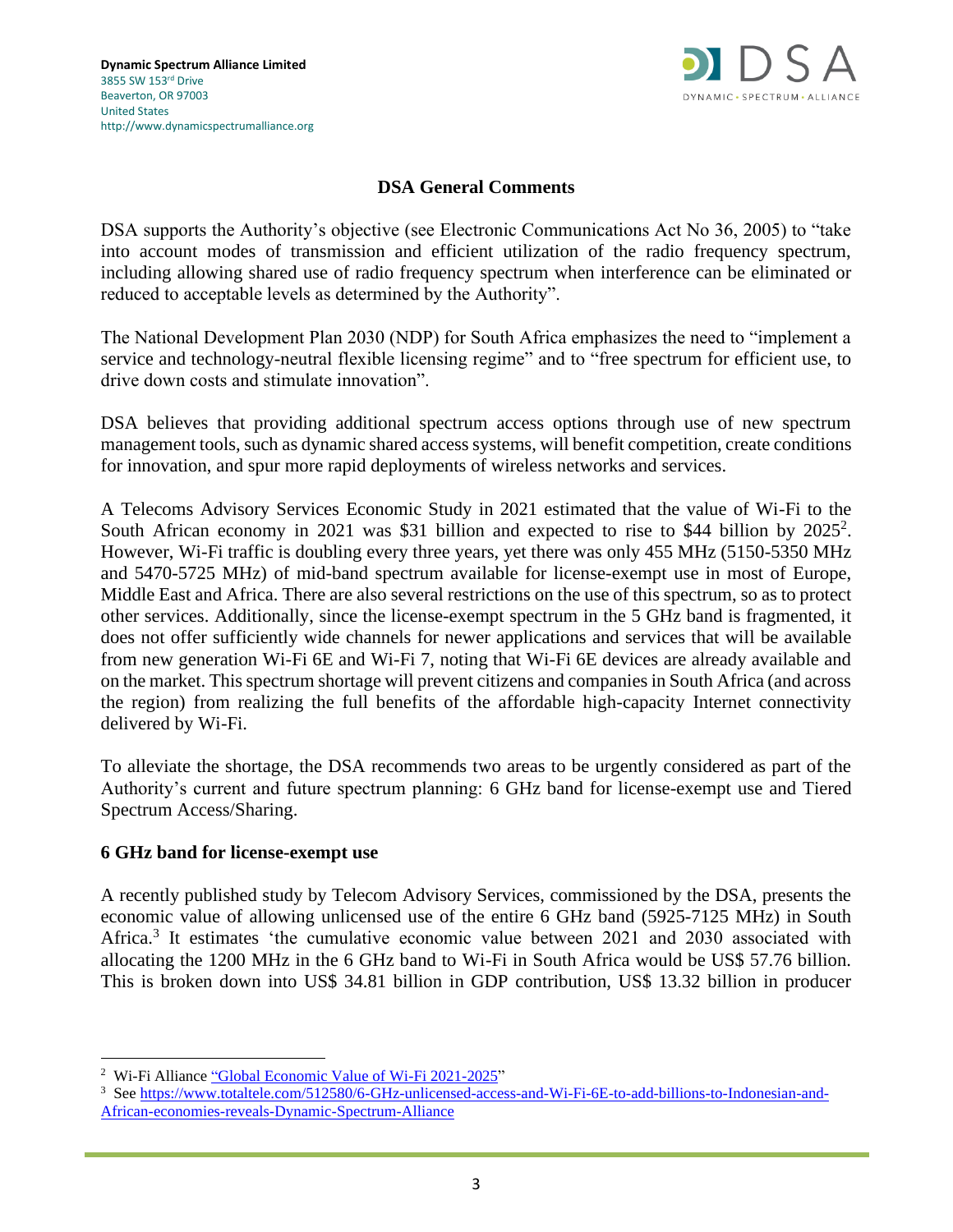**Dynamic Spectrum Alliance Limited**
3855 SW 153rd Drive
Beaverton, OR 97003
United States
http://www.dynamicspectrumalliance.org

## DSA General Comments

DSA supports the Authority's objective (see Electronic Communications Act No 36, 2005) to "take into account modes of transmission and efficient utilization of the radio frequency spectrum, including allowing shared use of radio frequency spectrum when interference can be eliminated or reduced to acceptable levels as determined by the Authority".

The National Development Plan 2030 (NDP) for South Africa emphasizes the need to "implement a service and technology-neutral flexible licensing regime" and to "free spectrum for efficient use, to drive down costs and stimulate innovation".

DSA believes that providing additional spectrum access options through use of new spectrum management tools, such as dynamic shared access systems, will benefit competition, create conditions for innovation, and spur more rapid deployments of wireless networks and services.

A Telecoms Advisory Services Economic Study in 2021 estimated that the value of Wi-Fi to the South African economy in 2021 was $31 billion and expected to rise to $44 billion by 2025[2]. However, Wi-Fi traffic is doubling every three years, yet there was only 455 MHz (5150-5350 MHz and 5470-5725 MHz) of mid-band spectrum available for license-exempt use in most of Europe, Middle East and Africa. There are also several restrictions on the use of this spectrum, so as to protect other services. Additionally, since the license-exempt spectrum in the 5 GHz band is fragmented, it does not offer sufficiently wide channels for newer applications and services that will be available from new generation Wi-Fi 6E and Wi-Fi 7, noting that Wi-Fi 6E devices are already available and on the market. This spectrum shortage will prevent citizens and companies in South Africa (and across the region) from realizing the full benefits of the affordable high-capacity Internet connectivity delivered by Wi-Fi.

To alleviate the shortage, the DSA recommends two areas to be urgently considered as part of the Authority's current and future spectrum planning: 6 GHz band for license-exempt use and Tiered Spectrum Access/Sharing.

### 6 GHz band for license-exempt use

A recently published study by Telecom Advisory Services, commissioned by the DSA, presents the economic value of allowing unlicensed use of the entire 6 GHz band (5925-7125 MHz) in South Africa.[3] It estimates 'the cumulative economic value between 2021 and 2030 associated with allocating the 1200 MHz in the 6 GHz band to Wi-Fi in South Africa would be US$ 57.76 billion. This is broken down into US$ 34.81 billion in GDP contribution, US$ 13.32 billion in producer

---

[2] Wi-Fi Alliance "Global Economic Value of Wi-Fi 2021-2025"

[3] See https://www.totaltele.com/512580/6-GHz-unlicensed-access-and-Wi-Fi-6E-to-add-billions-to-Indonesian-and-African-economies-reveals-Dynamic-Spectrum-Alliance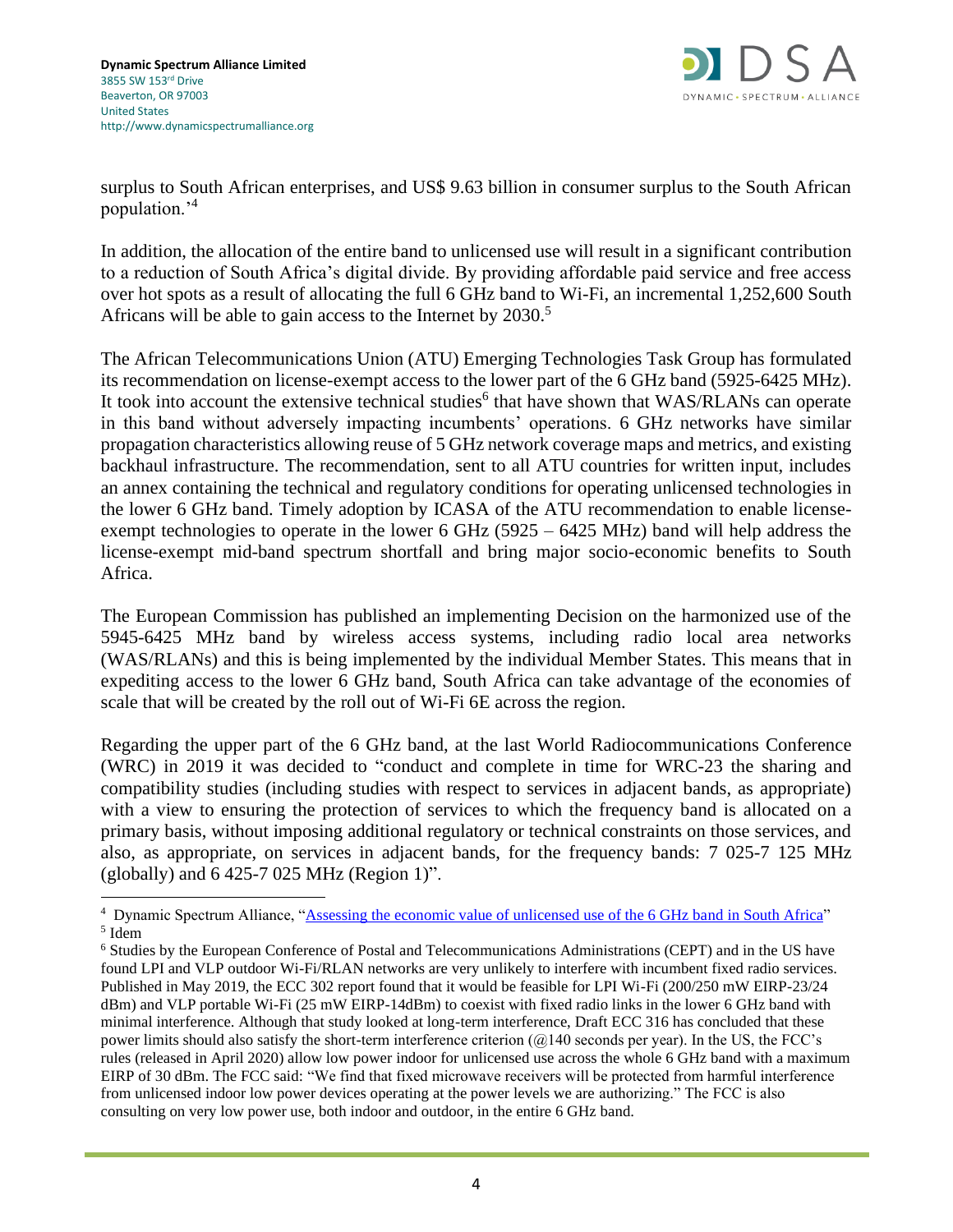surplus to South African enterprises, and US$ 9.63 billion in consumer surplus to the South African population.'[4]

In addition, the allocation of the entire band to unlicensed use will result in a significant contribution to a reduction of South Africa's digital divide. By providing affordable paid service and free access over hot spots as a result of allocating the full 6 GHz band to Wi-Fi, an incremental 1,252,600 South Africans will be able to gain access to the Internet by 2030.[5]

The African Telecommunications Union (ATU) Emerging Technologies Task Group has formulated its recommendation on license-exempt access to the lower part of the 6 GHz band (5925-6425 MHz). It took into account the extensive technical studies[6] that have shown that WAS/RLANs can operate in this band without adversely impacting incumbents' operations. 6 GHz networks have similar propagation characteristics allowing reuse of 5 GHz network coverage maps and metrics, and existing backhaul infrastructure. The recommendation, sent to all ATU countries for written input, includes an annex containing the technical and regulatory conditions for operating unlicensed technologies in the lower 6 GHz band. Timely adoption by ICASA of the ATU recommendation to enable license-exempt technologies to operate in the lower 6 GHz (5925 – 6425 MHz) band will help address the license-exempt mid-band spectrum shortfall and bring major socio-economic benefits to South Africa.

The European Commission has published an implementing Decision on the harmonized use of the 5945-6425 MHz band by wireless access systems, including radio local area networks (WAS/RLANs) and this is being implemented by the individual Member States. This means that in expediting access to the lower 6 GHz band, South Africa can take advantage of the economies of scale that will be created by the roll out of Wi-Fi 6E across the region.

Regarding the upper part of the 6 GHz band, at the last World Radiocommunications Conference (WRC) in 2019 it was decided to "conduct and complete in time for WRC-23 the sharing and compatibility studies (including studies with respect to services in adjacent bands, as appropriate) with a view to ensuring the protection of services to which the frequency band is allocated on a primary basis, without imposing additional regulatory or technical constraints on those services, and also, as appropriate, on services in adjacent bands, for the frequency bands: 7 025-7 125 MHz (globally) and 6 425-7 025 MHz (Region 1)".

---

[4] Dynamic Spectrum Alliance, "[Assessing the economic value of unlicensed use of the 6 GHz band in South Africa]"

[5] Idem

[6] Studies by the European Conference of Postal and Telecommunications Administrations (CEPT) and in the US have found LPI and VLP outdoor Wi-Fi/RLAN networks are very unlikely to interfere with incumbent fixed radio services. Published in May 2019, the ECC 302 report found that it would be feasible for LPI Wi-Fi (200/250 mW EIRP-23/24 dBm) and VLP portable Wi-Fi (25 mW EIRP-14dBm) to coexist with fixed radio links in the lower 6 GHz band with minimal interference. Although that study looked at long-term interference, Draft ECC 316 has concluded that these power limits should also satisfy the short-term interference criterion (@140 seconds per year). In the US, the FCC's rules (released in April 2020) allow low power indoor for unlicensed use across the whole 6 GHz band with a maximum EIRP of 30 dBm. The FCC said: "We find that fixed microwave receivers will be protected from harmful interference from unlicensed indoor low power devices operating at the power levels we are authorizing." The FCC is also consulting on very low power use, both indoor and outdoor, in the entire 6 GHz band.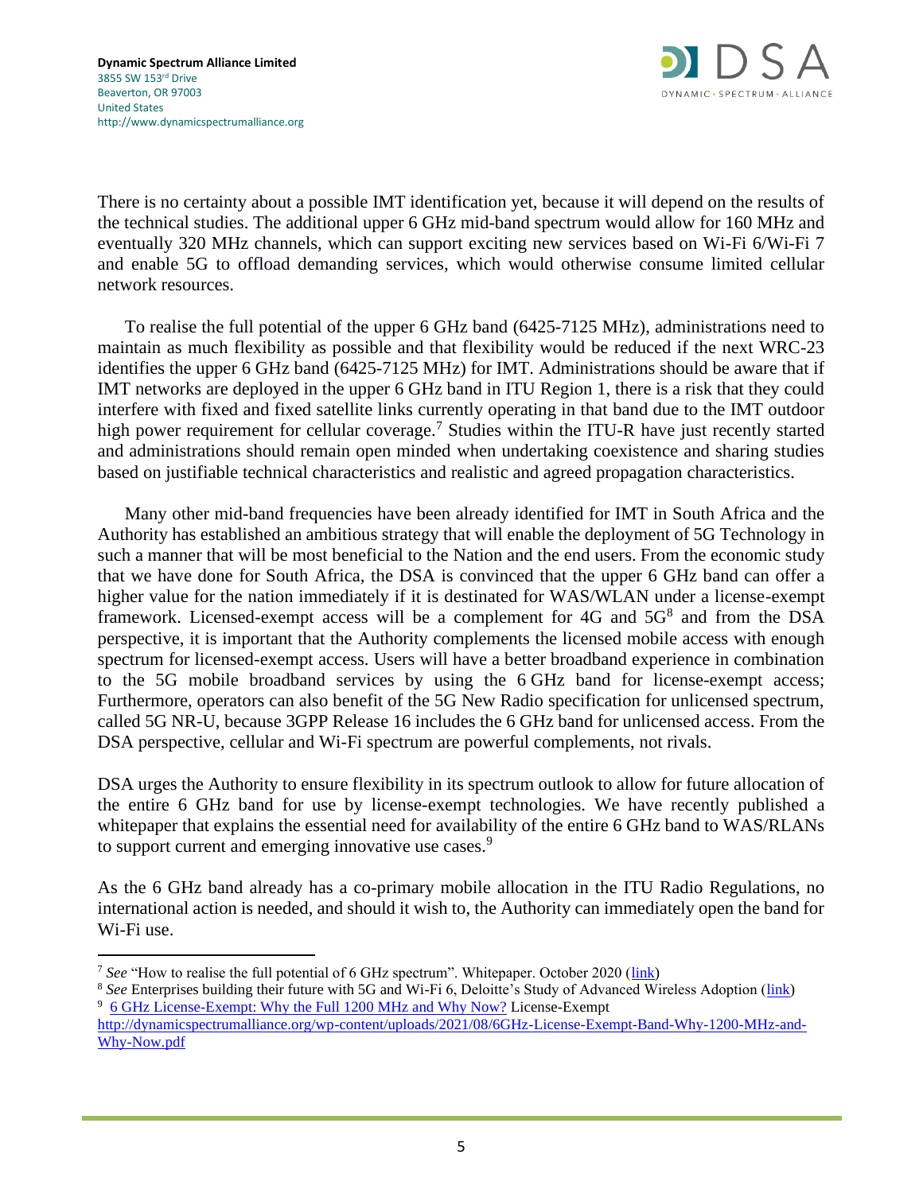There is no certainty about a possible IMT identification yet, because it will depend on the results of the technical studies. The additional upper 6 GHz mid-band spectrum would allow for 160 MHz and eventually 320 MHz channels, which can support exciting new services based on Wi-Fi 6/Wi-Fi 7 and enable 5G to offload demanding services, which would otherwise consume limited cellular network resources.

To realise the full potential of the upper 6 GHz band (6425-7125 MHz), administrations need to maintain as much flexibility as possible and that flexibility would be reduced if the next WRC-23 identifies the upper 6 GHz band (6425-7125 MHz) for IMT. Administrations should be aware that if IMT networks are deployed in the upper 6 GHz band in ITU Region 1, there is a risk that they could interfere with fixed and fixed satellite links currently operating in that band due to the IMT outdoor high power requirement for cellular coverage.[7] Studies within the ITU-R have just recently started and administrations should remain open minded when undertaking coexistence and sharing studies based on justifiable technical characteristics and realistic and agreed propagation characteristics.

Many other mid-band frequencies have been already identified for IMT in South Africa and the Authority has established an ambitious strategy that will enable the deployment of 5G Technology in such a manner that will be most beneficial to the Nation and the end users. From the economic study that we have done for South Africa, the DSA is convinced that the upper 6 GHz band can offer a higher value for the nation immediately if it is destinated for WAS/WLAN under a license-exempt framework. Licensed-exempt access will be a complement for 4G and 5G[8] and from the DSA perspective, it is important that the Authority complements the licensed mobile access with enough spectrum for licensed-exempt access. Users will have a better broadband experience in combination to the 5G mobile broadband services by using the 6 GHz band for license-exempt access; Furthermore, operators can also benefit of the 5G New Radio specification for unlicensed spectrum, called 5G NR-U, because 3GPP Release 16 includes the 6 GHz band for unlicensed access. From the DSA perspective, cellular and Wi-Fi spectrum are powerful complements, not rivals.

DSA urges the Authority to ensure flexibility in its spectrum outlook to allow for future allocation of the entire 6 GHz band for use by license-exempt technologies. We have recently published a whitepaper that explains the essential need for availability of the entire 6 GHz band to WAS/RLANs to support current and emerging innovative use cases.[9]

As the 6 GHz band already has a co-primary mobile allocation in the ITU Radio Regulations, no international action is needed, and should it wish to, the Authority can immediately open the band for Wi-Fi use.

---

[7] *See* "How to realise the full potential of 6 GHz spectrum". Whitepaper. October 2020 (link)

[8] *See* Enterprises building their future with 5G and Wi-Fi 6, Deloitte's Study of Advanced Wireless Adoption (link)

[9] 6 GHz License-Exempt: Why the Full 1200 MHz and Why Now? License-Exempt http://dynamicspectrumalliance.org/wp-content/uploads/2021/08/6GHz-License-Exempt-Band-Why-1200-MHz-and-Why-Now.pdf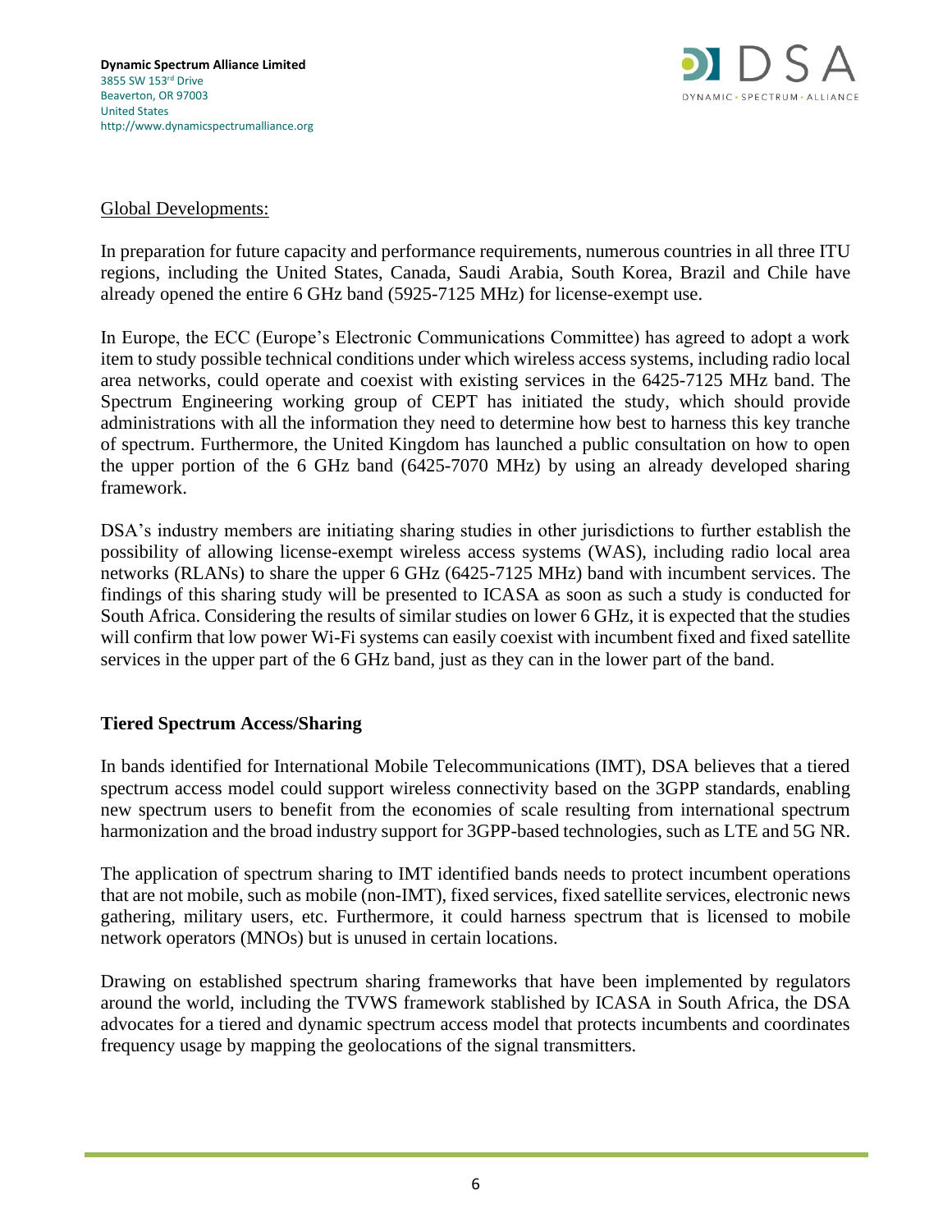Global Developments:

In preparation for future capacity and performance requirements, numerous countries in all three ITU regions, including the United States, Canada, Saudi Arabia, South Korea, Brazil and Chile have already opened the entire 6 GHz band (5925-7125 MHz) for license-exempt use.

In Europe, the ECC (Europe's Electronic Communications Committee) has agreed to adopt a work item to study possible technical conditions under which wireless access systems, including radio local area networks, could operate and coexist with existing services in the 6425-7125 MHz band. The Spectrum Engineering working group of CEPT has initiated the study, which should provide administrations with all the information they need to determine how best to harness this key tranche of spectrum. Furthermore, the United Kingdom has launched a public consultation on how to open the upper portion of the 6 GHz band (6425-7070 MHz) by using an already developed sharing framework.

DSA's industry members are initiating sharing studies in other jurisdictions to further establish the possibility of allowing license-exempt wireless access systems (WAS), including radio local area networks (RLANs) to share the upper 6 GHz (6425-7125 MHz) band with incumbent services. The findings of this sharing study will be presented to ICASA as soon as such a study is conducted for South Africa. Considering the results of similar studies on lower 6 GHz, it is expected that the studies will confirm that low power Wi-Fi systems can easily coexist with incumbent fixed and fixed satellite services in the upper part of the 6 GHz band, just as they can in the lower part of the band.

**Tiered Spectrum Access/Sharing**

In bands identified for International Mobile Telecommunications (IMT), DSA believes that a tiered spectrum access model could support wireless connectivity based on the 3GPP standards, enabling new spectrum users to benefit from the economies of scale resulting from international spectrum harmonization and the broad industry support for 3GPP-based technologies, such as LTE and 5G NR.

The application of spectrum sharing to IMT identified bands needs to protect incumbent operations that are not mobile, such as mobile (non-IMT), fixed services, fixed satellite services, electronic news gathering, military users, etc. Furthermore, it could harness spectrum that is licensed to mobile network operators (MNOs) but is unused in certain locations.

Drawing on established spectrum sharing frameworks that have been implemented by regulators around the world, including the TVWS framework stablished by ICASA in South Africa, the DSA advocates for a tiered and dynamic spectrum access model that protects incumbents and coordinates frequency usage by mapping the geolocations of the signal transmitters.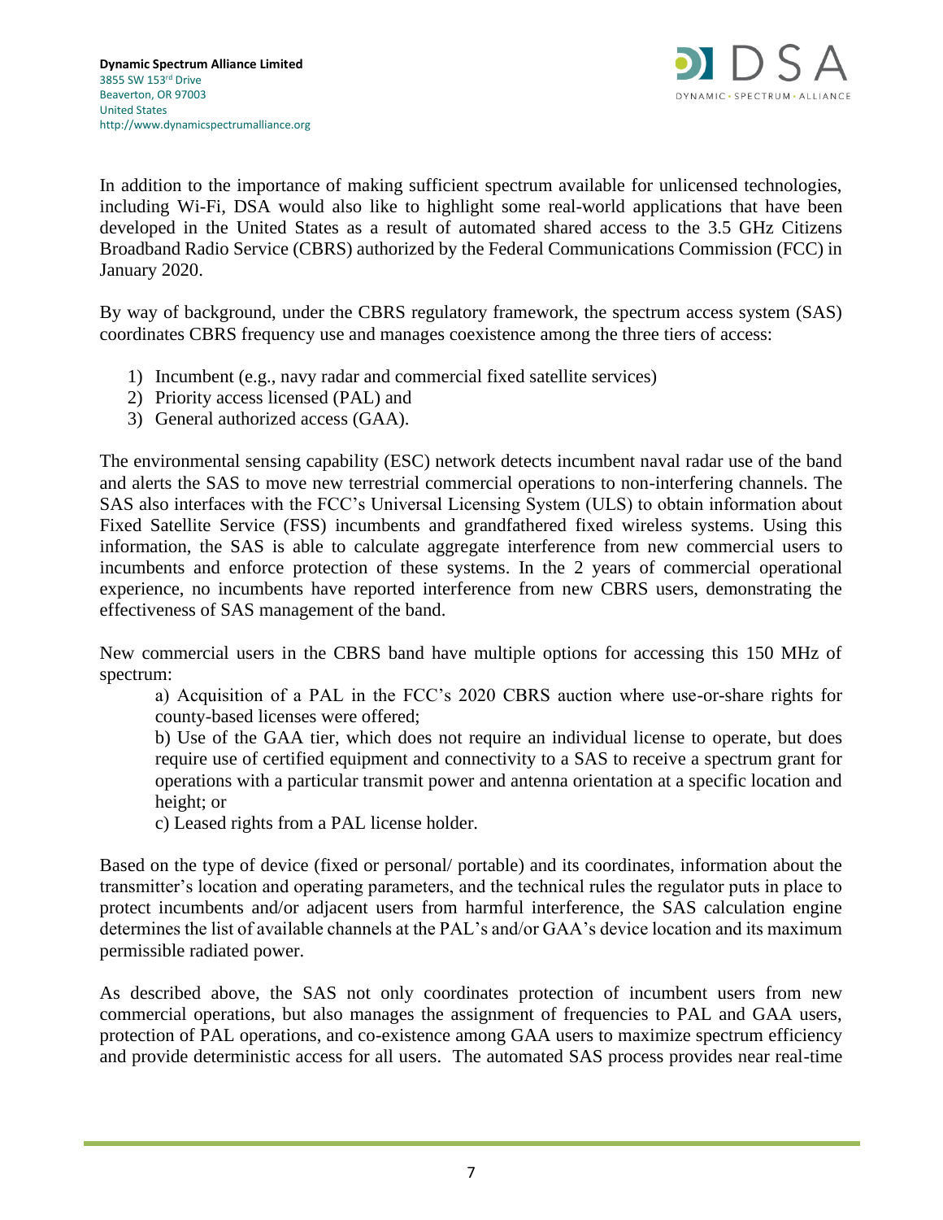In addition to the importance of making sufficient spectrum available for unlicensed technologies, including Wi-Fi, DSA would also like to highlight some real-world applications that have been developed in the United States as a result of automated shared access to the 3.5 GHz Citizens Broadband Radio Service (CBRS) authorized by the Federal Communications Commission (FCC) in January 2020.

By way of background, under the CBRS regulatory framework, the spectrum access system (SAS) coordinates CBRS frequency use and manages coexistence among the three tiers of access:

1) Incumbent (e.g., navy radar and commercial fixed satellite services)
2) Priority access licensed (PAL) and
3) General authorized access (GAA).

The environmental sensing capability (ESC) network detects incumbent naval radar use of the band and alerts the SAS to move new terrestrial commercial operations to non-interfering channels. The SAS also interfaces with the FCC's Universal Licensing System (ULS) to obtain information about Fixed Satellite Service (FSS) incumbents and grandfathered fixed wireless systems. Using this information, the SAS is able to calculate aggregate interference from new commercial users to incumbents and enforce protection of these systems. In the 2 years of commercial operational experience, no incumbents have reported interference from new CBRS users, demonstrating the effectiveness of SAS management of the band.

New commercial users in the CBRS band have multiple options for accessing this 150 MHz of spectrum:

a) Acquisition of a PAL in the FCC's 2020 CBRS auction where use-or-share rights for county-based licenses were offered;

b) Use of the GAA tier, which does not require an individual license to operate, but does require use of certified equipment and connectivity to a SAS to receive a spectrum grant for operations with a particular transmit power and antenna orientation at a specific location and height; or

c) Leased rights from a PAL license holder.

Based on the type of device (fixed or personal/ portable) and its coordinates, information about the transmitter's location and operating parameters, and the technical rules the regulator puts in place to protect incumbents and/or adjacent users from harmful interference, the SAS calculation engine determines the list of available channels at the PAL's and/or GAA's device location and its maximum permissible radiated power.

As described above, the SAS not only coordinates protection of incumbent users from new commercial operations, but also manages the assignment of frequencies to PAL and GAA users, protection of PAL operations, and co-existence among GAA users to maximize spectrum efficiency and provide deterministic access for all users. The automated SAS process provides near real-time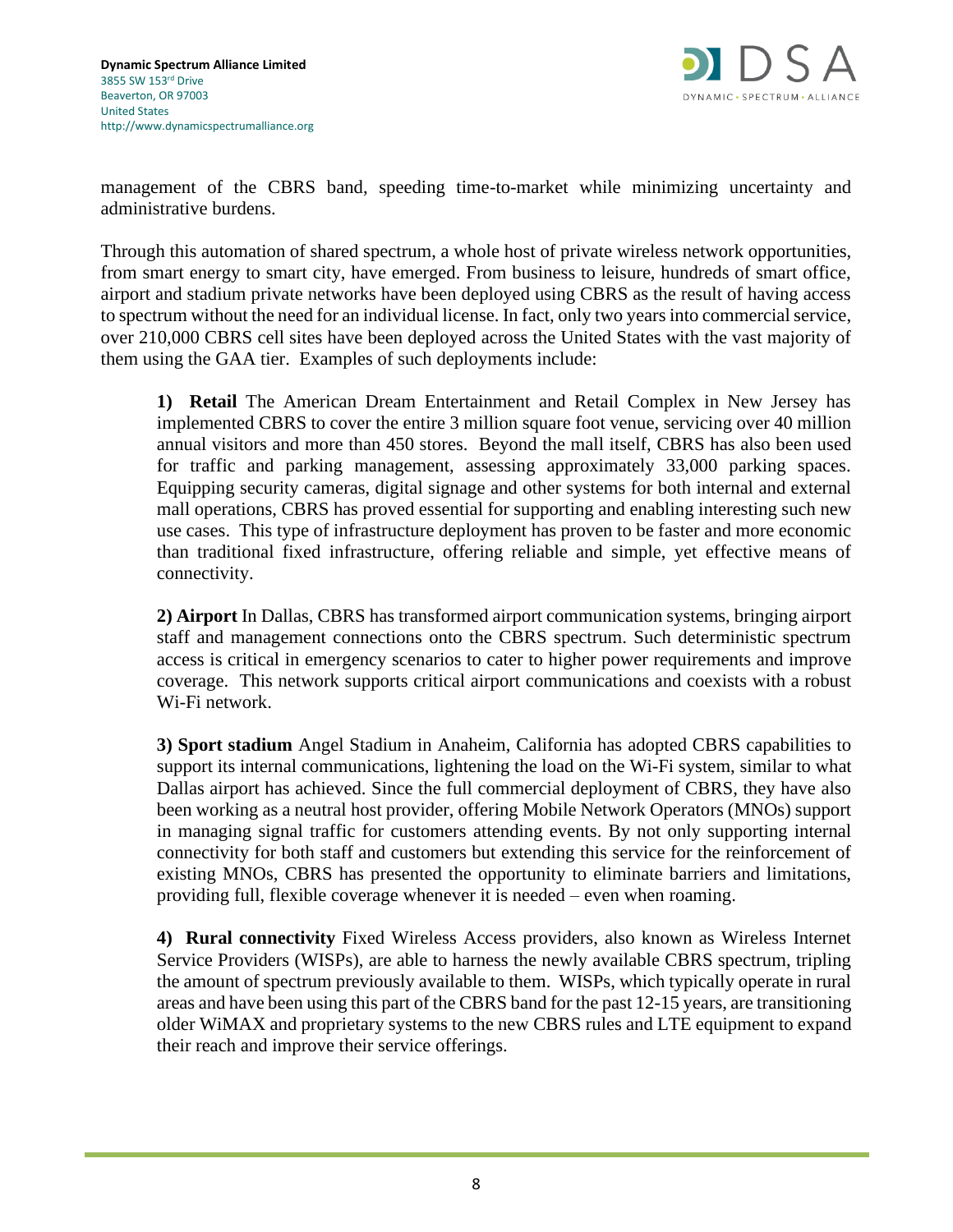management of the CBRS band, speeding time-to-market while minimizing uncertainty and administrative burdens.

Through this automation of shared spectrum, a whole host of private wireless network opportunities, from smart energy to smart city, have emerged. From business to leisure, hundreds of smart office, airport and stadium private networks have been deployed using CBRS as the result of having access to spectrum without the need for an individual license. In fact, only two years into commercial service, over 210,000 CBRS cell sites have been deployed across the United States with the vast majority of them using the GAA tier. Examples of such deployments include:

> **1) Retail** The American Dream Entertainment and Retail Complex in New Jersey has implemented CBRS to cover the entire 3 million square foot venue, servicing over 40 million annual visitors and more than 450 stores. Beyond the mall itself, CBRS has also been used for traffic and parking management, assessing approximately 33,000 parking spaces. Equipping security cameras, digital signage and other systems for both internal and external mall operations, CBRS has proved essential for supporting and enabling interesting such new use cases. This type of infrastructure deployment has proven to be faster and more economic than traditional fixed infrastructure, offering reliable and simple, yet effective means of connectivity.
>
> **2) Airport** In Dallas, CBRS has transformed airport communication systems, bringing airport staff and management connections onto the CBRS spectrum. Such deterministic spectrum access is critical in emergency scenarios to cater to higher power requirements and improve coverage. This network supports critical airport communications and coexists with a robust Wi-Fi network.
>
> **3) Sport stadium** Angel Stadium in Anaheim, California has adopted CBRS capabilities to support its internal communications, lightening the load on the Wi-Fi system, similar to what Dallas airport has achieved. Since the full commercial deployment of CBRS, they have also been working as a neutral host provider, offering Mobile Network Operators (MNOs) support in managing signal traffic for customers attending events. By not only supporting internal connectivity for both staff and customers but extending this service for the reinforcement of existing MNOs, CBRS has presented the opportunity to eliminate barriers and limitations, providing full, flexible coverage whenever it is needed – even when roaming.
>
> **4) Rural connectivity** Fixed Wireless Access providers, also known as Wireless Internet Service Providers (WISPs), are able to harness the newly available CBRS spectrum, tripling the amount of spectrum previously available to them. WISPs, which typically operate in rural areas and have been using this part of the CBRS band for the past 12-15 years, are transitioning older WiMAX and proprietary systems to the new CBRS rules and LTE equipment to expand their reach and improve their service offerings.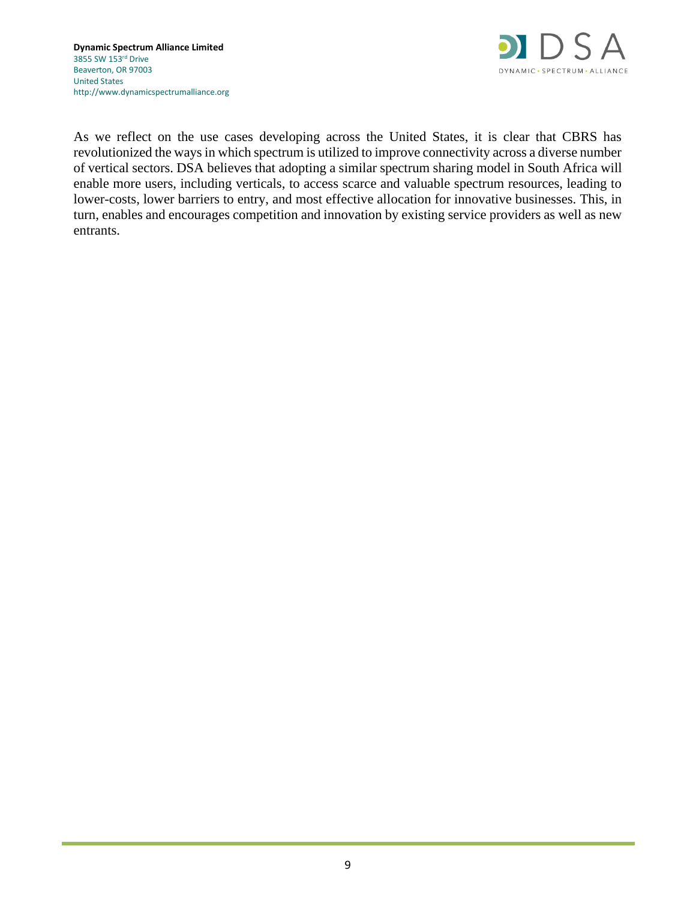As we reflect on the use cases developing across the United States, it is clear that CBRS has revolutionized the ways in which spectrum is utilized to improve connectivity across a diverse number of vertical sectors. DSA believes that adopting a similar spectrum sharing model in South Africa will enable more users, including verticals, to access scarce and valuable spectrum resources, leading to lower-costs, lower barriers to entry, and most effective allocation for innovative businesses. This, in turn, enables and encourages competition and innovation by existing service providers as well as new entrants.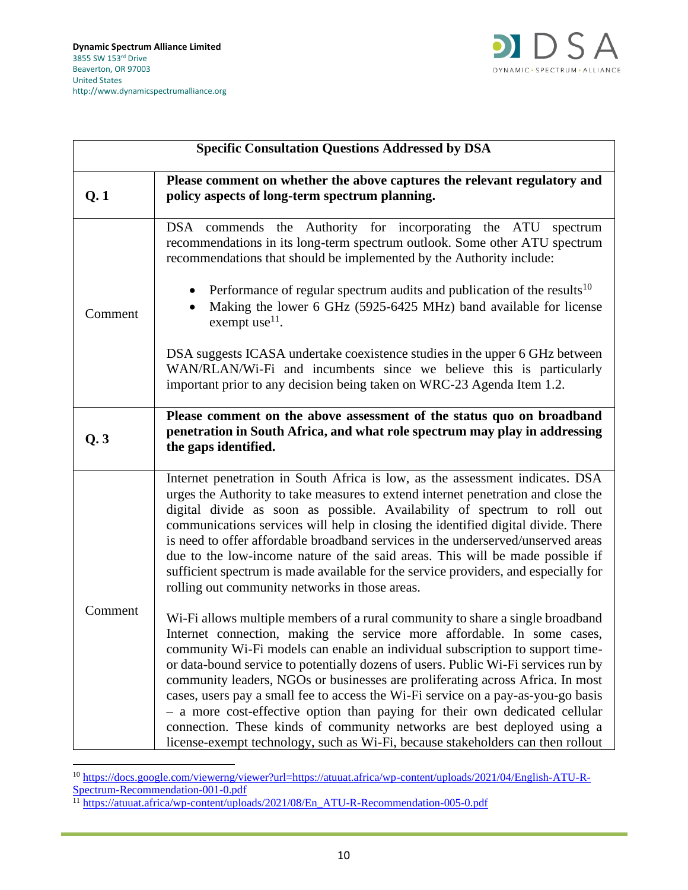| Specific Consultation Questions Addressed by DSA | |
|---|---|
| **Q. 1** | **Please comment on whether the above captures the relevant regulatory and policy aspects of long-term spectrum planning.** |
| Comment | DSA commends the Authority for incorporating the ATU spectrum recommendations in its long-term spectrum outlook. Some other ATU spectrum recommendations that should be implemented by the Authority include:<br><br>• Performance of regular spectrum audits and publication of the results[10]<br>• Making the lower 6 GHz (5925-6425 MHz) band available for license exempt use[11].<br><br>DSA suggests ICASA undertake coexistence studies in the upper 6 GHz between WAN/RLAN/Wi-Fi and incumbents since we believe this is particularly important prior to any decision being taken on WRC-23 Agenda Item 1.2. |
| **Q. 3** | **Please comment on the above assessment of the status quo on broadband penetration in South Africa, and what role spectrum may play in addressing the gaps identified.** |
| Comment | Internet penetration in South Africa is low, as the assessment indicates. DSA urges the Authority to take measures to extend internet penetration and close the digital divide as soon as possible. Availability of spectrum to roll out communications services will help in closing the identified digital divide. There is need to offer affordable broadband services in the underserved/unserved areas due to the low-income nature of the said areas. This will be made possible if sufficient spectrum is made available for the service providers, and especially for rolling out community networks in those areas.<br><br>Wi-Fi allows multiple members of a rural community to share a single broadband Internet connection, making the service more affordable. In some cases, community Wi-Fi models can enable an individual subscription to support time- or data-bound service to potentially dozens of users. Public Wi-Fi services run by community leaders, NGOs or businesses are proliferating across Africa. In most cases, users pay a small fee to access the Wi-Fi service on a pay-as-you-go basis – a more cost-effective option than paying for their own dedicated cellular connection. These kinds of community networks are best deployed using a license-exempt technology, such as Wi-Fi, because stakeholders can then rollout |

[10] https://docs.google.com/viewerng/viewer?url=https://atuuat.africa/wp-content/uploads/2021/04/English-ATU-R-Spectrum-Recommendation-001-0.pdf

[11] https://atuuat.africa/wp-content/uploads/2021/08/En_ATU-R-Recommendation-005-0.pdf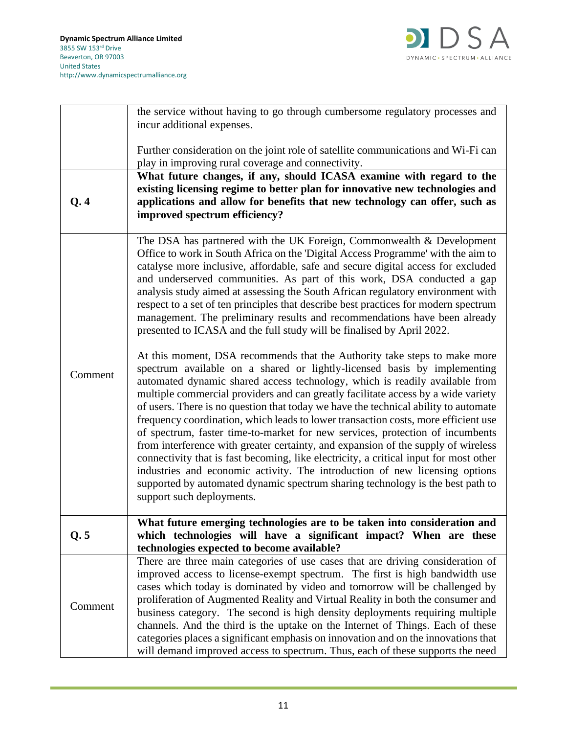| | |
|---|---|
| | the service without having to go through cumbersome regulatory processes and incur additional expenses.<br><br>Further consideration on the joint role of satellite communications and Wi-Fi can play in improving rural coverage and connectivity. |
| **Q. 4** | **What future changes, if any, should ICASA examine with regard to the existing licensing regime to better plan for innovative new technologies and applications and allow for benefits that new technology can offer, such as improved spectrum efficiency?** |
| Comment | The DSA has partnered with the UK Foreign, Commonwealth & Development Office to work in South Africa on the 'Digital Access Programme' with the aim to catalyse more inclusive, affordable, safe and secure digital access for excluded and underserved communities. As part of this work, DSA conducted a gap analysis study aimed at assessing the South African regulatory environment with respect to a set of ten principles that describe best practices for modern spectrum management. The preliminary results and recommendations have been already presented to ICASA and the full study will be finalised by April 2022.<br><br>At this moment, DSA recommends that the Authority take steps to make more spectrum available on a shared or lightly-licensed basis by implementing automated dynamic shared access technology, which is readily available from multiple commercial providers and can greatly facilitate access by a wide variety of users. There is no question that today we have the technical ability to automate frequency coordination, which leads to lower transaction costs, more efficient use of spectrum, faster time-to-market for new services, protection of incumbents from interference with greater certainty, and expansion of the supply of wireless connectivity that is fast becoming, like electricity, a critical input for most other industries and economic activity. The introduction of new licensing options supported by automated dynamic spectrum sharing technology is the best path to support such deployments. |
| **Q. 5** | **What future emerging technologies are to be taken into consideration and which technologies will have a significant impact? When are these technologies expected to become available?** |
| Comment | There are three main categories of use cases that are driving consideration of improved access to license-exempt spectrum. The first is high bandwidth use cases which today is dominated by video and tomorrow will be challenged by proliferation of Augmented Reality and Virtual Reality in both the consumer and business category. The second is high density deployments requiring multiple channels. And the third is the uptake on the Internet of Things. Each of these categories places a significant emphasis on innovation and on the innovations that will demand improved access to spectrum. Thus, each of these supports the need |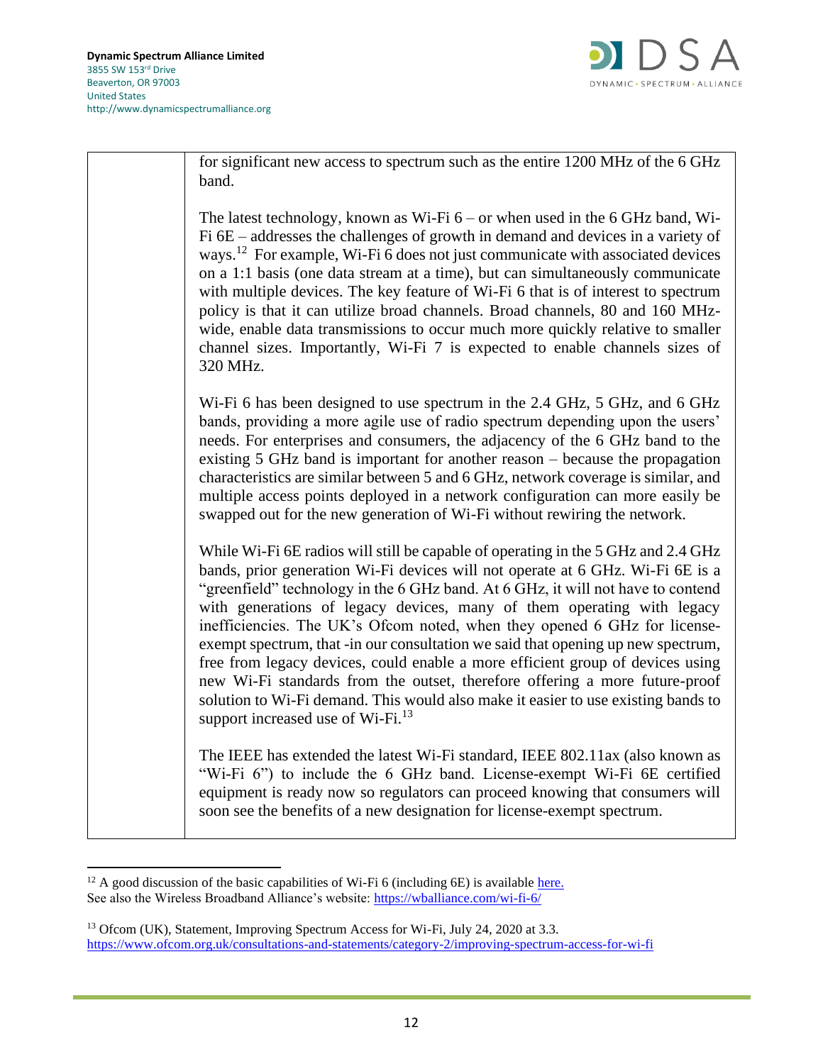| | for significant new access to spectrum such as the entire 1200 MHz of the 6 GHz band.<br><br>The latest technology, known as Wi-Fi 6 – or when used in the 6 GHz band, Wi-Fi 6E – addresses the challenges of growth in demand and devices in a variety of ways.[12] For example, Wi-Fi 6 does not just communicate with associated devices on a 1:1 basis (one data stream at a time), but can simultaneously communicate with multiple devices. The key feature of Wi-Fi 6 that is of interest to spectrum policy is that it can utilize broad channels. Broad channels, 80 and 160 MHz-wide, enable data transmissions to occur much more quickly relative to smaller channel sizes. Importantly, Wi-Fi 7 is expected to enable channels sizes of 320 MHz.<br><br>Wi-Fi 6 has been designed to use spectrum in the 2.4 GHz, 5 GHz, and 6 GHz bands, providing a more agile use of radio spectrum depending upon the users' needs. For enterprises and consumers, the adjacency of the 6 GHz band to the existing 5 GHz band is important for another reason – because the propagation characteristics are similar between 5 and 6 GHz, network coverage is similar, and multiple access points deployed in a network configuration can more easily be swapped out for the new generation of Wi-Fi without rewiring the network.<br><br>While Wi-Fi 6E radios will still be capable of operating in the 5 GHz and 2.4 GHz bands, prior generation Wi-Fi devices will not operate at 6 GHz. Wi-Fi 6E is a "greenfield" technology in the 6 GHz band. At 6 GHz, it will not have to contend with generations of legacy devices, many of them operating with legacy inefficiencies. The UK's Ofcom noted, when they opened 6 GHz for license-exempt spectrum, that -in our consultation we said that opening up new spectrum, free from legacy devices, could enable a more efficient group of devices using new Wi-Fi standards from the outset, therefore offering a more future-proof solution to Wi-Fi demand. This would also make it easier to use existing bands to support increased use of Wi-Fi.[13]<br><br>The IEEE has extended the latest Wi-Fi standard, IEEE 802.11ax (also known as "Wi-Fi 6") to include the 6 GHz band. License-exempt Wi-Fi 6E certified equipment is ready now so regulators can proceed knowing that consumers will soon see the benefits of a new designation for license-exempt spectrum. |
|---|---|

[12] A good discussion of the basic capabilities of Wi-Fi 6 (including 6E) is available here.
See also the Wireless Broadband Alliance's website: https://wballiance.com/wi-fi-6/

[13] Ofcom (UK), Statement, Improving Spectrum Access for Wi-Fi, July 24, 2020 at 3.3.
https://www.ofcom.org.uk/consultations-and-statements/category-2/improving-spectrum-access-for-wi-fi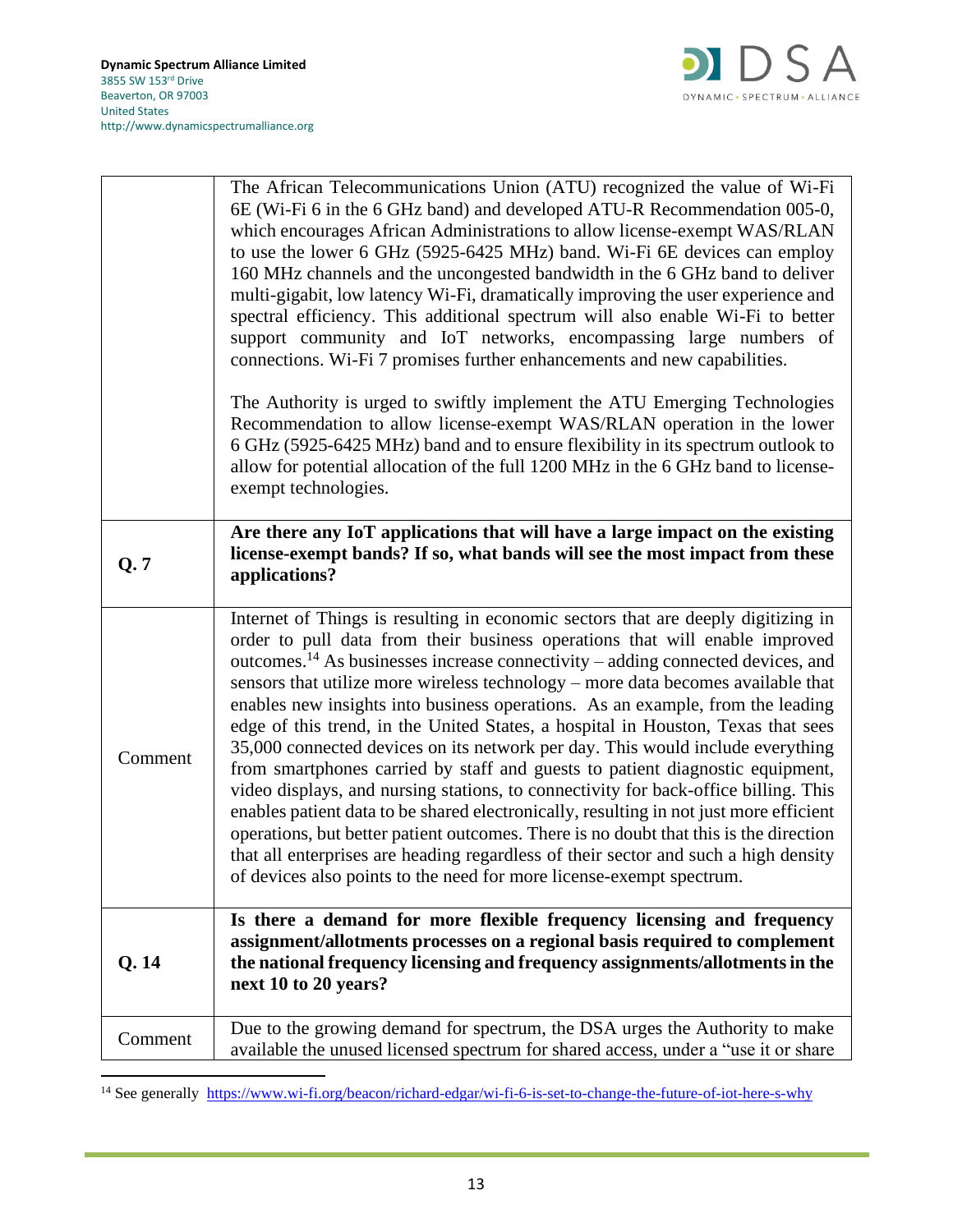|  |  |
|---|---|
|  | The African Telecommunications Union (ATU) recognized the value of Wi-Fi 6E (Wi-Fi 6 in the 6 GHz band) and developed ATU-R Recommendation 005-0, which encourages African Administrations to allow license-exempt WAS/RLAN to use the lower 6 GHz (5925-6425 MHz) band. Wi-Fi 6E devices can employ 160 MHz channels and the uncongested bandwidth in the 6 GHz band to deliver multi-gigabit, low latency Wi-Fi, dramatically improving the user experience and spectral efficiency. This additional spectrum will also enable Wi-Fi to better support community and IoT networks, encompassing large numbers of connections. Wi-Fi 7 promises further enhancements and new capabilities.<br><br>The Authority is urged to swiftly implement the ATU Emerging Technologies Recommendation to allow license-exempt WAS/RLAN operation in the lower 6 GHz (5925-6425 MHz) band and to ensure flexibility in its spectrum outlook to allow for potential allocation of the full 1200 MHz in the 6 GHz band to license-exempt technologies. |
| **Q. 7** | **Are there any IoT applications that will have a large impact on the existing license-exempt bands? If so, what bands will see the most impact from these applications?** |
| Comment | Internet of Things is resulting in economic sectors that are deeply digitizing in order to pull data from their business operations that will enable improved outcomes.[14] As businesses increase connectivity – adding connected devices, and sensors that utilize more wireless technology – more data becomes available that enables new insights into business operations. As an example, from the leading edge of this trend, in the United States, a hospital in Houston, Texas that sees 35,000 connected devices on its network per day. This would include everything from smartphones carried by staff and guests to patient diagnostic equipment, video displays, and nursing stations, to connectivity for back-office billing. This enables patient data to be shared electronically, resulting in not just more efficient operations, but better patient outcomes. There is no doubt that this is the direction that all enterprises are heading regardless of their sector and such a high density of devices also points to the need for more license-exempt spectrum. |
| **Q. 14** | **Is there a demand for more flexible frequency licensing and frequency assignment/allotments processes on a regional basis required to complement the national frequency licensing and frequency assignments/allotments in the next 10 to 20 years?** |
| Comment | Due to the growing demand for spectrum, the DSA urges the Authority to make available the unused licensed spectrum for shared access, under a "use it or share |

[14] See generally https://www.wi-fi.org/beacon/richard-edgar/wi-fi-6-is-set-to-change-the-future-of-iot-here-s-why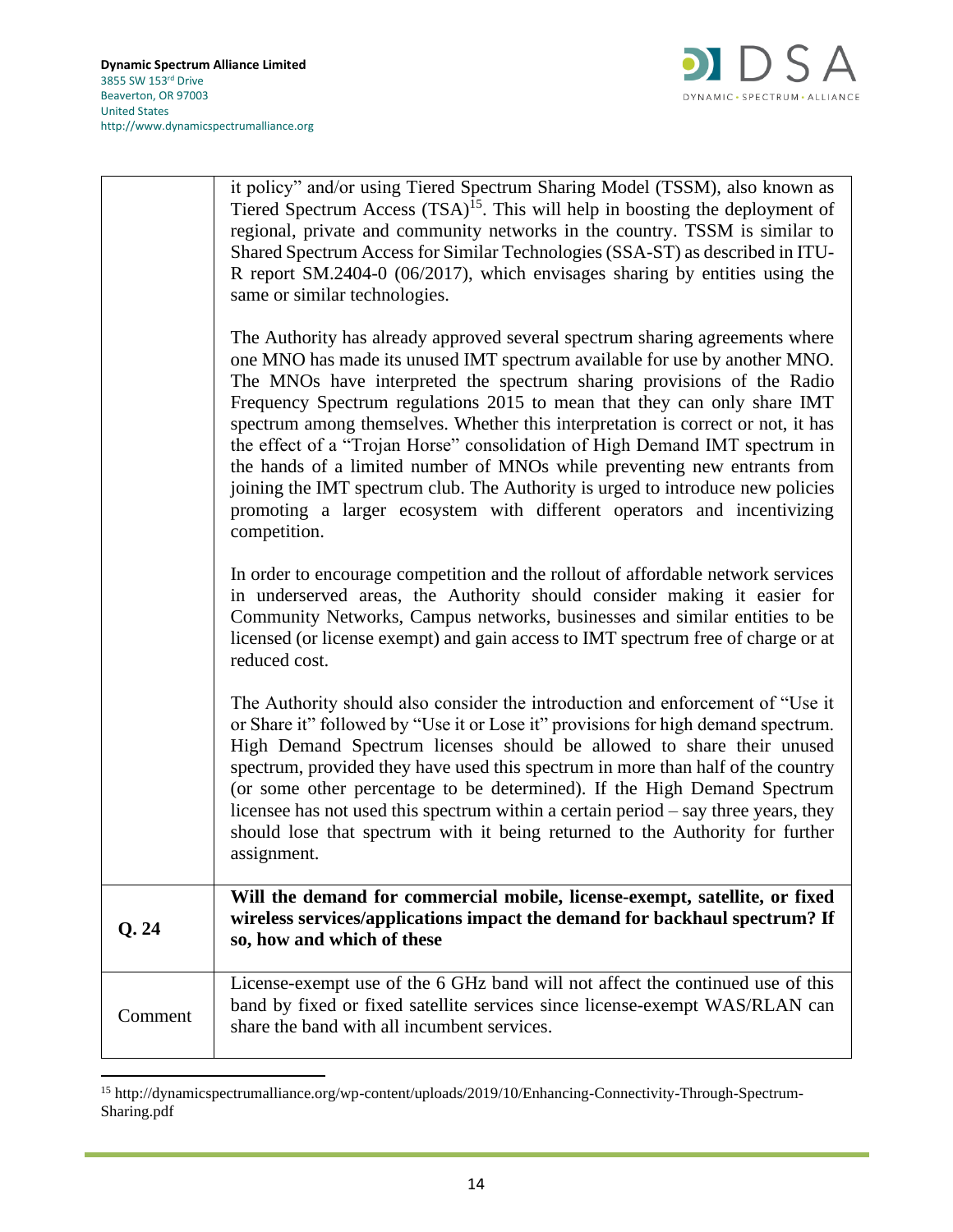| | |
|---|---|
| | it policy" and/or using Tiered Spectrum Sharing Model (TSSM), also known as Tiered Spectrum Access (TSA)[15]. This will help in boosting the deployment of regional, private and community networks in the country. TSSM is similar to Shared Spectrum Access for Similar Technologies (SSA-ST) as described in ITU-R report SM.2404-0 (06/2017), which envisages sharing by entities using the same or similar technologies.<br><br>The Authority has already approved several spectrum sharing agreements where one MNO has made its unused IMT spectrum available for use by another MNO. The MNOs have interpreted the spectrum sharing provisions of the Radio Frequency Spectrum regulations 2015 to mean that they can only share IMT spectrum among themselves. Whether this interpretation is correct or not, it has the effect of a "Trojan Horse" consolidation of High Demand IMT spectrum in the hands of a limited number of MNOs while preventing new entrants from joining the IMT spectrum club. The Authority is urged to introduce new policies promoting a larger ecosystem with different operators and incentivizing competition.<br><br>In order to encourage competition and the rollout of affordable network services in underserved areas, the Authority should consider making it easier for Community Networks, Campus networks, businesses and similar entities to be licensed (or license exempt) and gain access to IMT spectrum free of charge or at reduced cost.<br><br>The Authority should also consider the introduction and enforcement of "Use it or Share it" followed by "Use it or Lose it" provisions for high demand spectrum. High Demand Spectrum licenses should be allowed to share their unused spectrum, provided they have used this spectrum in more than half of the country (or some other percentage to be determined). If the High Demand Spectrum licensee has not used this spectrum within a certain period – say three years, they should lose that spectrum with it being returned to the Authority for further assignment. |
| **Q. 24** | **Will the demand for commercial mobile, license-exempt, satellite, or fixed wireless services/applications impact the demand for backhaul spectrum? If so, how and which of these** |
| Comment | License-exempt use of the 6 GHz band will not affect the continued use of this band by fixed or fixed satellite services since license-exempt WAS/RLAN can share the band with all incumbent services. |

[15] http://dynamicspectrumalliance.org/wp-content/uploads/2019/10/Enhancing-Connectivity-Through-Spectrum-Sharing.pdf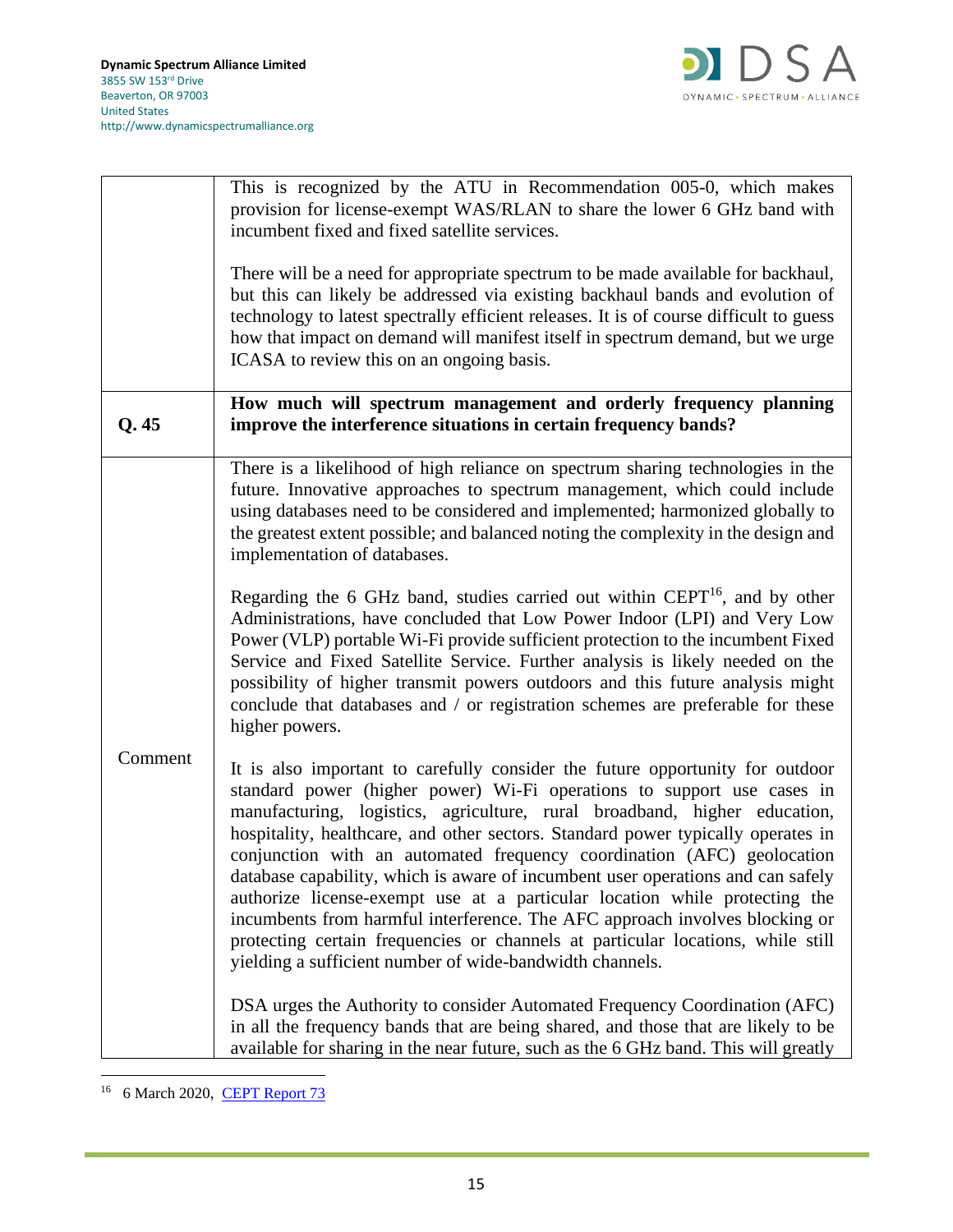| | |
|---|---|
| | This is recognized by the ATU in Recommendation 005-0, which makes provision for license-exempt WAS/RLAN to share the lower 6 GHz band with incumbent fixed and fixed satellite services.<br><br>There will be a need for appropriate spectrum to be made available for backhaul, but this can likely be addressed via existing backhaul bands and evolution of technology to latest spectrally efficient releases. It is of course difficult to guess how that impact on demand will manifest itself in spectrum demand, but we urge ICASA to review this on an ongoing basis. |
| **Q. 45** | **How much will spectrum management and orderly frequency planning improve the interference situations in certain frequency bands?** |
| Comment | There is a likelihood of high reliance on spectrum sharing technologies in the future. Innovative approaches to spectrum management, which could include using databases need to be considered and implemented; harmonized globally to the greatest extent possible; and balanced noting the complexity in the design and implementation of databases.<br><br>Regarding the 6 GHz band, studies carried out within CEPT[16], and by other Administrations, have concluded that Low Power Indoor (LPI) and Very Low Power (VLP) portable Wi-Fi provide sufficient protection to the incumbent Fixed Service and Fixed Satellite Service. Further analysis is likely needed on the possibility of higher transmit powers outdoors and this future analysis might conclude that databases and / or registration schemes are preferable for these higher powers.<br><br>It is also important to carefully consider the future opportunity for outdoor standard power (higher power) Wi-Fi operations to support use cases in manufacturing, logistics, agriculture, rural broadband, higher education, hospitality, healthcare, and other sectors. Standard power typically operates in conjunction with an automated frequency coordination (AFC) geolocation database capability, which is aware of incumbent user operations and can safely authorize license-exempt use at a particular location while protecting the incumbents from harmful interference. The AFC approach involves blocking or protecting certain frequencies or channels at particular locations, while still yielding a sufficient number of wide-bandwidth channels.<br><br>DSA urges the Authority to consider Automated Frequency Coordination (AFC) in all the frequency bands that are being shared, and those that are likely to be available for sharing in the near future, such as the 6 GHz band. This will greatly |

[16] 6 March 2020, [CEPT Report 73]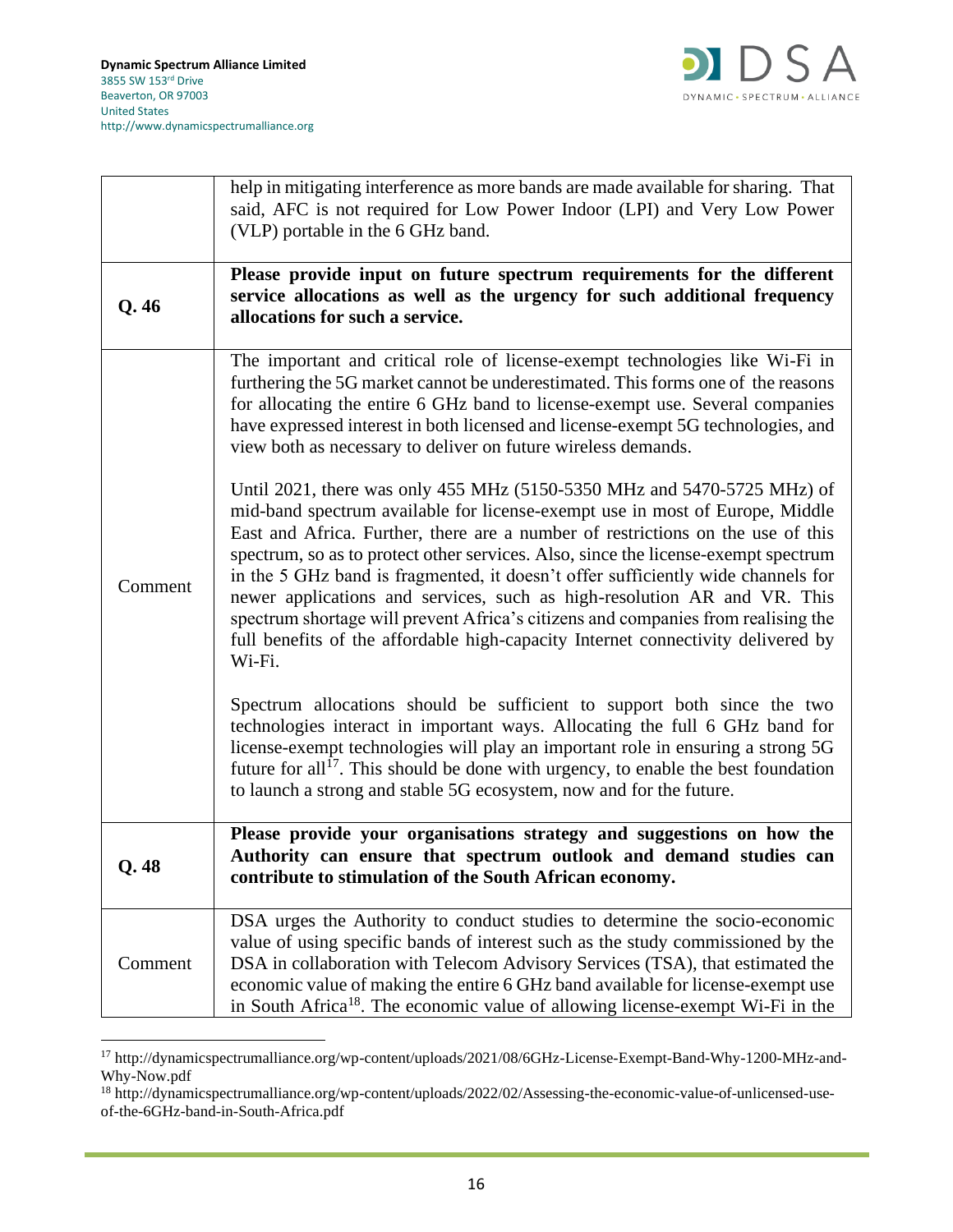| | |
|---|---|
| | help in mitigating interference as more bands are made available for sharing. That said, AFC is not required for Low Power Indoor (LPI) and Very Low Power (VLP) portable in the 6 GHz band. |
| **Q. 46** | **Please provide input on future spectrum requirements for the different service allocations as well as the urgency for such additional frequency allocations for such a service.** |
| Comment | The important and critical role of license-exempt technologies like Wi-Fi in furthering the 5G market cannot be underestimated. This forms one of the reasons for allocating the entire 6 GHz band to license-exempt use. Several companies have expressed interest in both licensed and license-exempt 5G technologies, and view both as necessary to deliver on future wireless demands.<br><br>Until 2021, there was only 455 MHz (5150-5350 MHz and 5470-5725 MHz) of mid-band spectrum available for license-exempt use in most of Europe, Middle East and Africa. Further, there are a number of restrictions on the use of this spectrum, so as to protect other services. Also, since the license-exempt spectrum in the 5 GHz band is fragmented, it doesn't offer sufficiently wide channels for newer applications and services, such as high-resolution AR and VR. This spectrum shortage will prevent Africa's citizens and companies from realising the full benefits of the affordable high-capacity Internet connectivity delivered by Wi-Fi.<br><br>Spectrum allocations should be sufficient to support both since the two technologies interact in important ways. Allocating the full 6 GHz band for license-exempt technologies will play an important role in ensuring a strong 5G future for all[17]. This should be done with urgency, to enable the best foundation to launch a strong and stable 5G ecosystem, now and for the future. |
| **Q. 48** | **Please provide your organisations strategy and suggestions on how the Authority can ensure that spectrum outlook and demand studies can contribute to stimulation of the South African economy.** |
| Comment | DSA urges the Authority to conduct studies to determine the socio-economic value of using specific bands of interest such as the study commissioned by the DSA in collaboration with Telecom Advisory Services (TSA), that estimated the economic value of making the entire 6 GHz band available for license-exempt use in South Africa[18]. The economic value of allowing license-exempt Wi-Fi in the |

[17] http://dynamicspectrumalliance.org/wp-content/uploads/2021/08/6GHz-License-Exempt-Band-Why-1200-MHz-and-Why-Now.pdf

[18] http://dynamicspectrumalliance.org/wp-content/uploads/2022/02/Assessing-the-economic-value-of-unlicensed-use-of-the-6GHz-band-in-South-Africa.pdf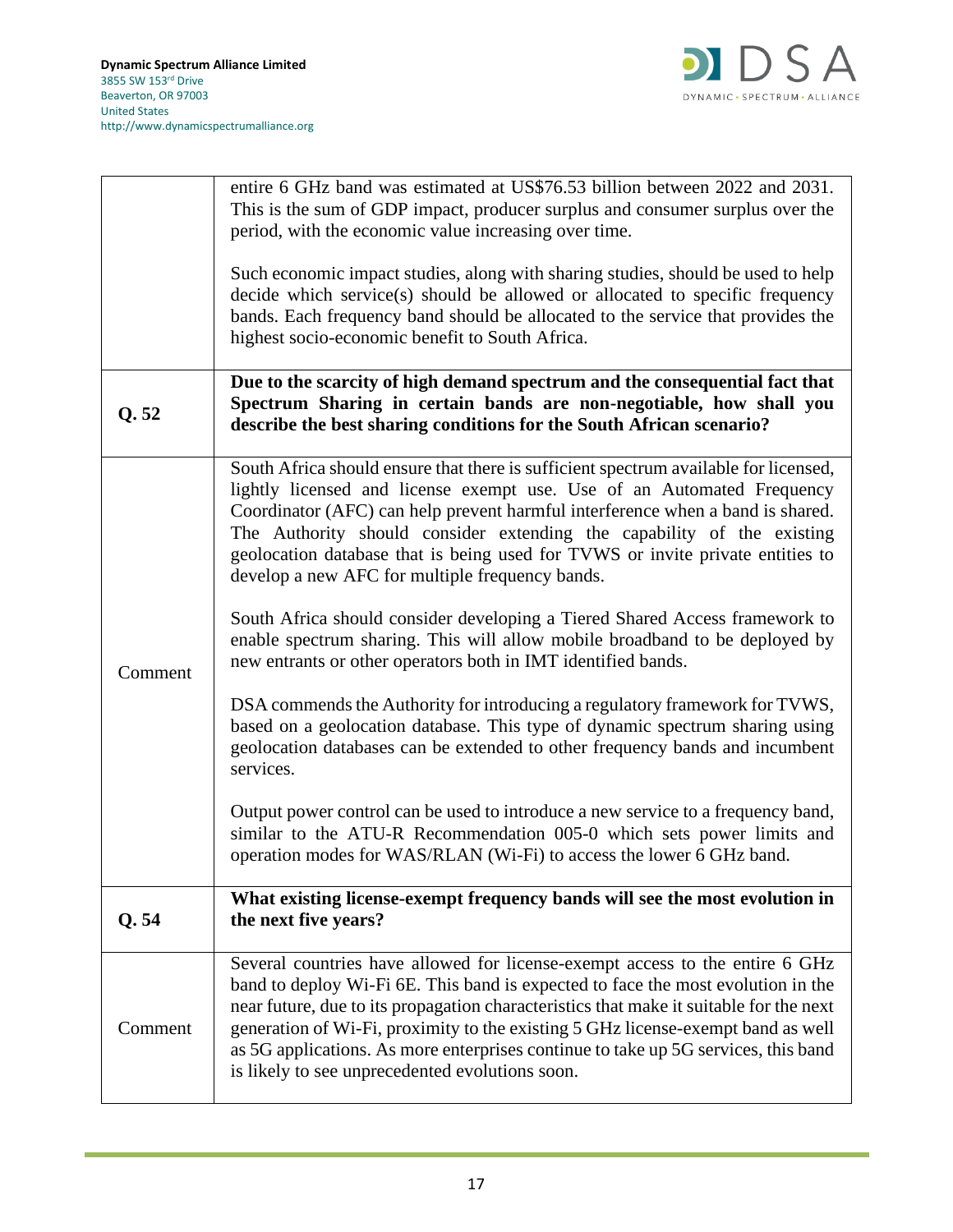| | |
|---|---|
| | entire 6 GHz band was estimated at US$76.53 billion between 2022 and 2031. This is the sum of GDP impact, producer surplus and consumer surplus over the period, with the economic value increasing over time.<br><br>Such economic impact studies, along with sharing studies, should be used to help decide which service(s) should be allowed or allocated to specific frequency bands. Each frequency band should be allocated to the service that provides the highest socio-economic benefit to South Africa. |
| **Q. 52** | **Due to the scarcity of high demand spectrum and the consequential fact that Spectrum Sharing in certain bands are non-negotiable, how shall you describe the best sharing conditions for the South African scenario?** |
| Comment | South Africa should ensure that there is sufficient spectrum available for licensed, lightly licensed and license exempt use. Use of an Automated Frequency Coordinator (AFC) can help prevent harmful interference when a band is shared. The Authority should consider extending the capability of the existing geolocation database that is being used for TVWS or invite private entities to develop a new AFC for multiple frequency bands.<br><br>South Africa should consider developing a Tiered Shared Access framework to enable spectrum sharing. This will allow mobile broadband to be deployed by new entrants or other operators both in IMT identified bands.<br><br>DSA commends the Authority for introducing a regulatory framework for TVWS, based on a geolocation database. This type of dynamic spectrum sharing using geolocation databases can be extended to other frequency bands and incumbent services.<br><br>Output power control can be used to introduce a new service to a frequency band, similar to the ATU-R Recommendation 005-0 which sets power limits and operation modes for WAS/RLAN (Wi-Fi) to access the lower 6 GHz band. |
| **Q. 54** | **What existing license-exempt frequency bands will see the most evolution in the next five years?** |
| Comment | Several countries have allowed for license-exempt access to the entire 6 GHz band to deploy Wi-Fi 6E. This band is expected to face the most evolution in the near future, due to its propagation characteristics that make it suitable for the next generation of Wi-Fi, proximity to the existing 5 GHz license-exempt band as well as 5G applications. As more enterprises continue to take up 5G services, this band is likely to see unprecedented evolutions soon. |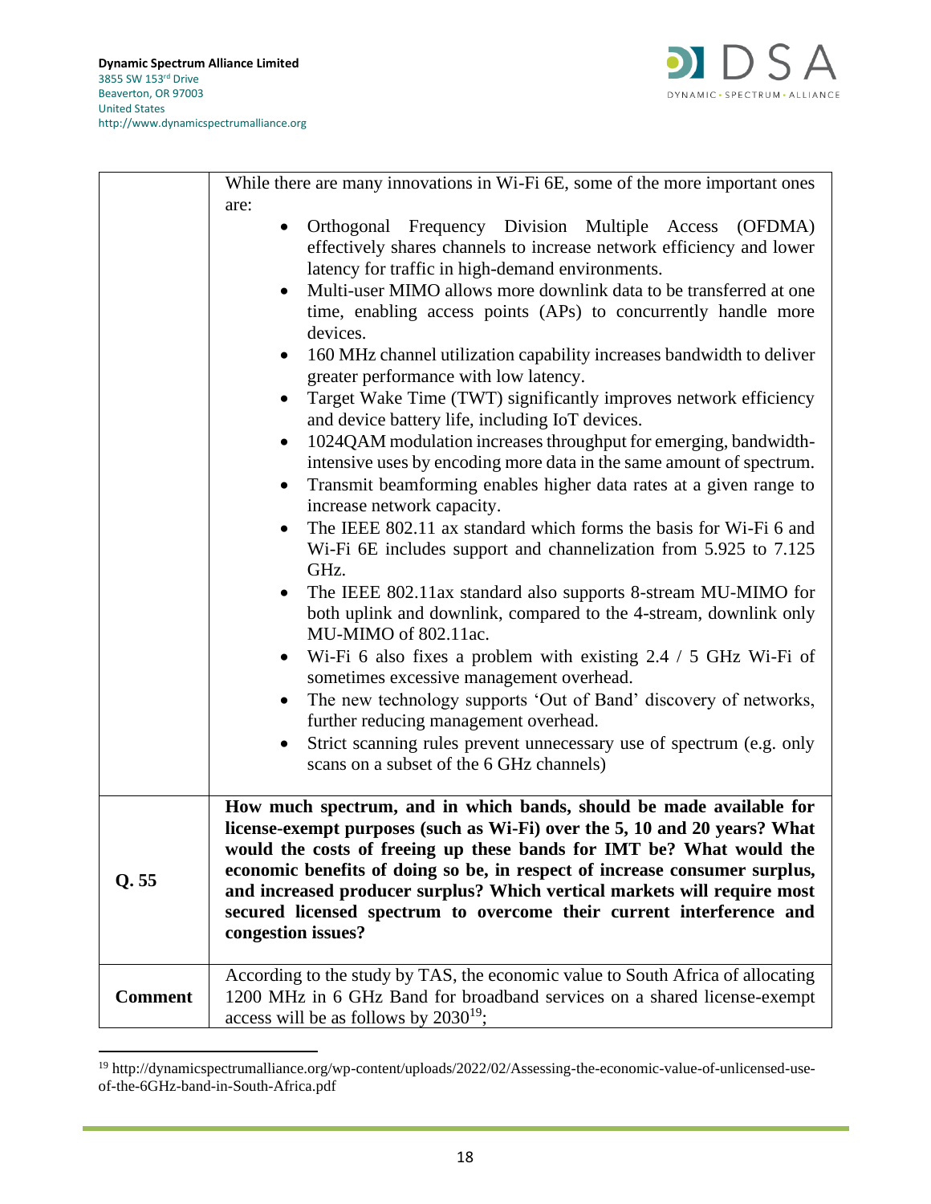| | |
|---|---|
| | While there are many innovations in Wi-Fi 6E, some of the more important ones are:<br>• Orthogonal Frequency Division Multiple Access (OFDMA) effectively shares channels to increase network efficiency and lower latency for traffic in high-demand environments.<br>• Multi-user MIMO allows more downlink data to be transferred at one time, enabling access points (APs) to concurrently handle more devices.<br>• 160 MHz channel utilization capability increases bandwidth to deliver greater performance with low latency.<br>• Target Wake Time (TWT) significantly improves network efficiency and device battery life, including IoT devices.<br>• 1024QAM modulation increases throughput for emerging, bandwidth-intensive uses by encoding more data in the same amount of spectrum.<br>• Transmit beamforming enables higher data rates at a given range to increase network capacity.<br>• The IEEE 802.11 ax standard which forms the basis for Wi-Fi 6 and Wi-Fi 6E includes support and channelization from 5.925 to 7.125 GHz.<br>• The IEEE 802.11ax standard also supports 8-stream MU-MIMO for both uplink and downlink, compared to the 4-stream, downlink only MU-MIMO of 802.11ac.<br>• Wi-Fi 6 also fixes a problem with existing 2.4 / 5 GHz Wi-Fi of sometimes excessive management overhead.<br>• The new technology supports 'Out of Band' discovery of networks, further reducing management overhead.<br>• Strict scanning rules prevent unnecessary use of spectrum (e.g. only scans on a subset of the 6 GHz channels) |
| **Q. 55** | **How much spectrum, and in which bands, should be made available for license-exempt purposes (such as Wi-Fi) over the 5, 10 and 20 years? What would the costs of freeing up these bands for IMT be? What would the economic benefits of doing so be, in respect of increase consumer surplus, and increased producer surplus? Which vertical markets will require most secured licensed spectrum to overcome their current interference and congestion issues?** |
| **Comment** | According to the study by TAS, the economic value to South Africa of allocating 1200 MHz in 6 GHz Band for broadband services on a shared license-exempt access will be as follows by 2030[19]; |

[19] http://dynamicspectrumalliance.org/wp-content/uploads/2022/02/Assessing-the-economic-value-of-unlicensed-use-of-the-6GHz-band-in-South-Africa.pdf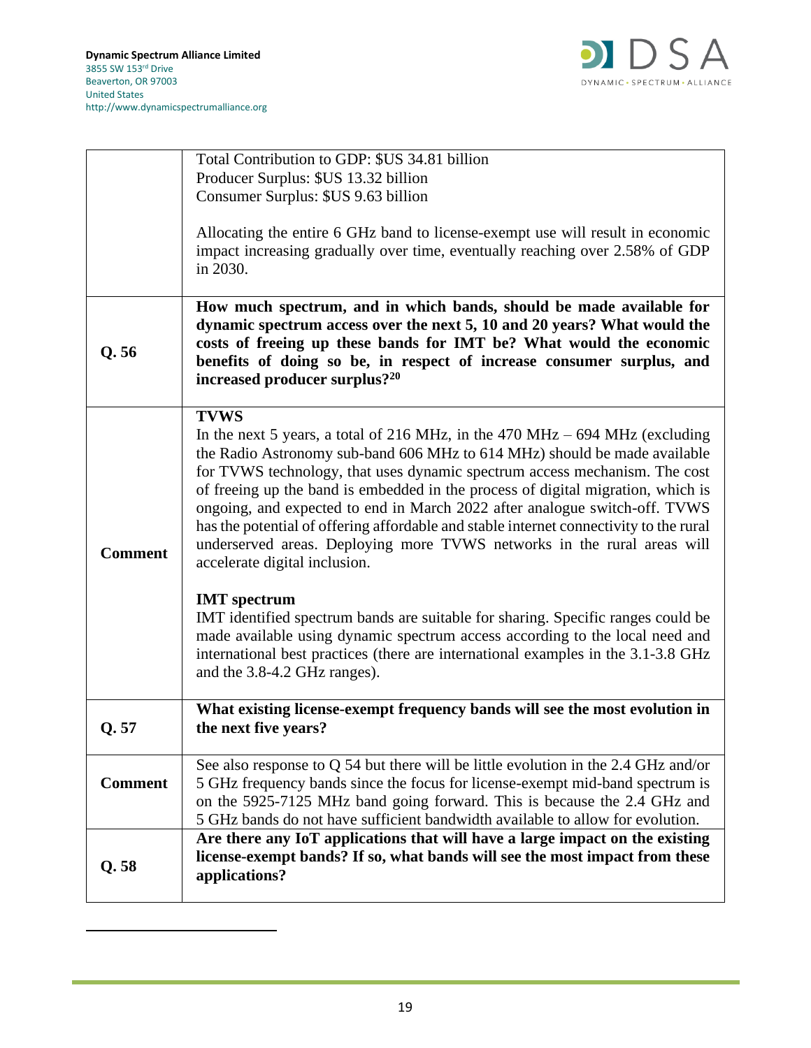| | |
|---|---|
| | Total Contribution to GDP: $US 34.81 billion<br>Producer Surplus: $US 13.32 billion<br>Consumer Surplus: $US 9.63 billion<br><br>Allocating the entire 6 GHz band to license-exempt use will result in economic impact increasing gradually over time, eventually reaching over 2.58% of GDP in 2030. |
| **Q. 56** | **How much spectrum, and in which bands, should be made available for dynamic spectrum access over the next 5, 10 and 20 years? What would the costs of freeing up these bands for IMT be? What would the economic benefits of doing so be, in respect of increase consumer surplus, and increased producer surplus?[20]** |
| **Comment** | **TVWS**<br>In the next 5 years, a total of 216 MHz, in the 470 MHz – 694 MHz (excluding the Radio Astronomy sub-band 606 MHz to 614 MHz) should be made available for TVWS technology, that uses dynamic spectrum access mechanism. The cost of freeing up the band is embedded in the process of digital migration, which is ongoing, and expected to end in March 2022 after analogue switch-off. TVWS has the potential of offering affordable and stable internet connectivity to the rural underserved areas. Deploying more TVWS networks in the rural areas will accelerate digital inclusion.<br><br>**IMT spectrum**<br>IMT identified spectrum bands are suitable for sharing. Specific ranges could be made available using dynamic spectrum access according to the local need and international best practices (there are international examples in the 3.1-3.8 GHz and the 3.8-4.2 GHz ranges). |
| **Q. 57** | **What existing license-exempt frequency bands will see the most evolution in the next five years?** |
| **Comment** | See also response to Q 54 but there will be little evolution in the 2.4 GHz and/or 5 GHz frequency bands since the focus for license-exempt mid-band spectrum is on the 5925-7125 MHz band going forward. This is because the 2.4 GHz and 5 GHz bands do not have sufficient bandwidth available to allow for evolution. |
| **Q. 58** | **Are there any IoT applications that will have a large impact on the existing license-exempt bands? If so, what bands will see the most impact from these applications?** |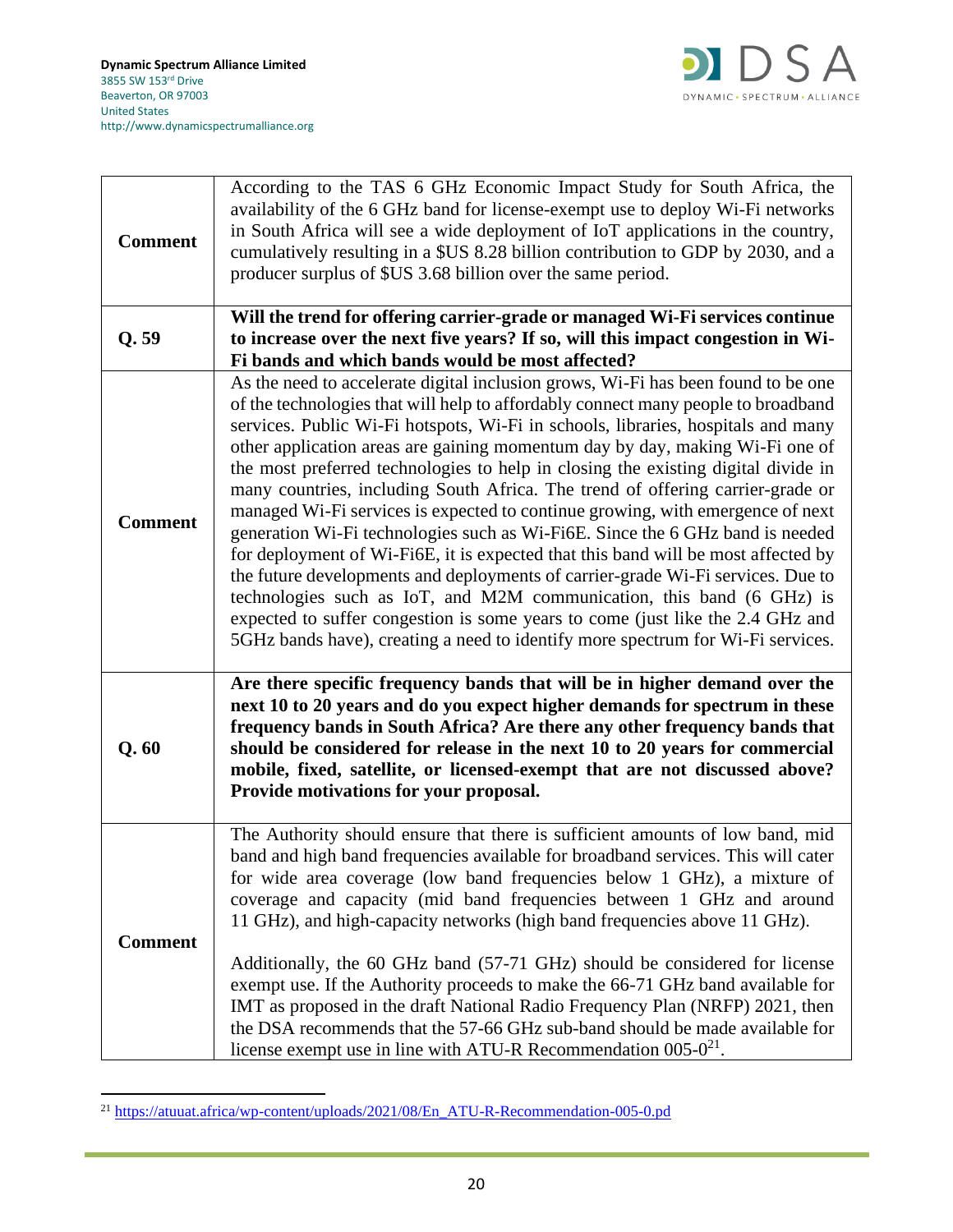| | |
|---|---|
| **Comment** | According to the TAS 6 GHz Economic Impact Study for South Africa, the availability of the 6 GHz band for license-exempt use to deploy Wi-Fi networks in South Africa will see a wide deployment of IoT applications in the country, cumulatively resulting in a $US 8.28 billion contribution to GDP by 2030, and a producer surplus of $US 3.68 billion over the same period. |
| **Q. 59** | **Will the trend for offering carrier-grade or managed Wi-Fi services continue to increase over the next five years? If so, will this impact congestion in Wi-Fi bands and which bands would be most affected?** |
| **Comment** | As the need to accelerate digital inclusion grows, Wi-Fi has been found to be one of the technologies that will help to affordably connect many people to broadband services. Public Wi-Fi hotspots, Wi-Fi in schools, libraries, hospitals and many other application areas are gaining momentum day by day, making Wi-Fi one of the most preferred technologies to help in closing the existing digital divide in many countries, including South Africa. The trend of offering carrier-grade or managed Wi-Fi services is expected to continue growing, with emergence of next generation Wi-Fi technologies such as Wi-Fi6E. Since the 6 GHz band is needed for deployment of Wi-Fi6E, it is expected that this band will be most affected by the future developments and deployments of carrier-grade Wi-Fi services. Due to technologies such as IoT, and M2M communication, this band (6 GHz) is expected to suffer congestion is some years to come (just like the 2.4 GHz and 5GHz bands have), creating a need to identify more spectrum for Wi-Fi services. |
| **Q. 60** | **Are there specific frequency bands that will be in higher demand over the next 10 to 20 years and do you expect higher demands for spectrum in these frequency bands in South Africa? Are there any other frequency bands that should be considered for release in the next 10 to 20 years for commercial mobile, fixed, satellite, or licensed-exempt that are not discussed above? Provide motivations for your proposal.** |
| **Comment** | The Authority should ensure that there is sufficient amounts of low band, mid band and high band frequencies available for broadband services. This will cater for wide area coverage (low band frequencies below 1 GHz), a mixture of coverage and capacity (mid band frequencies between 1 GHz and around 11 GHz), and high-capacity networks (high band frequencies above 11 GHz).<br><br>Additionally, the 60 GHz band (57-71 GHz) should be considered for license exempt use. If the Authority proceeds to make the 66-71 GHz band available for IMT as proposed in the draft National Radio Frequency Plan (NRFP) 2021, then the DSA recommends that the 57-66 GHz sub-band should be made available for license exempt use in line with ATU-R Recommendation 005-0[21]. |

[21] https://atuuat.africa/wp-content/uploads/2021/08/En_ATU-R-Recommendation-005-0.pd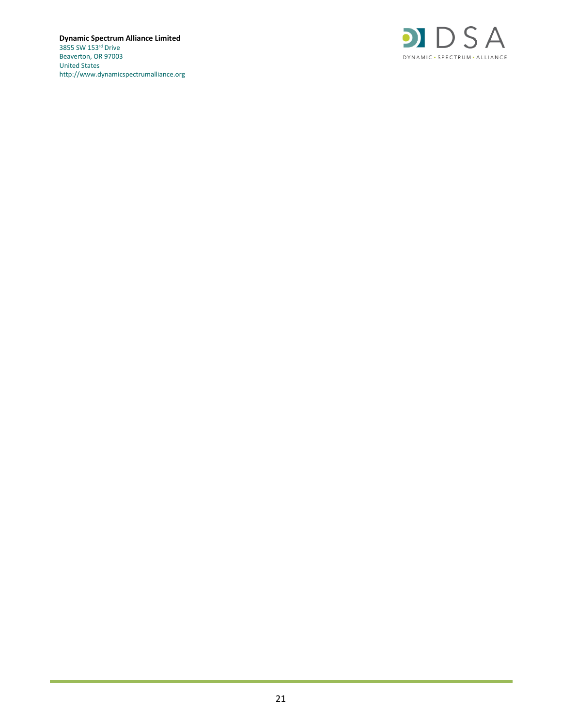**Dynamic Spectrum Alliance Limited**
3855 SW 153rd Drive
Beaverton, OR 97003
United States
http://www.dynamicspectrumalliance.org